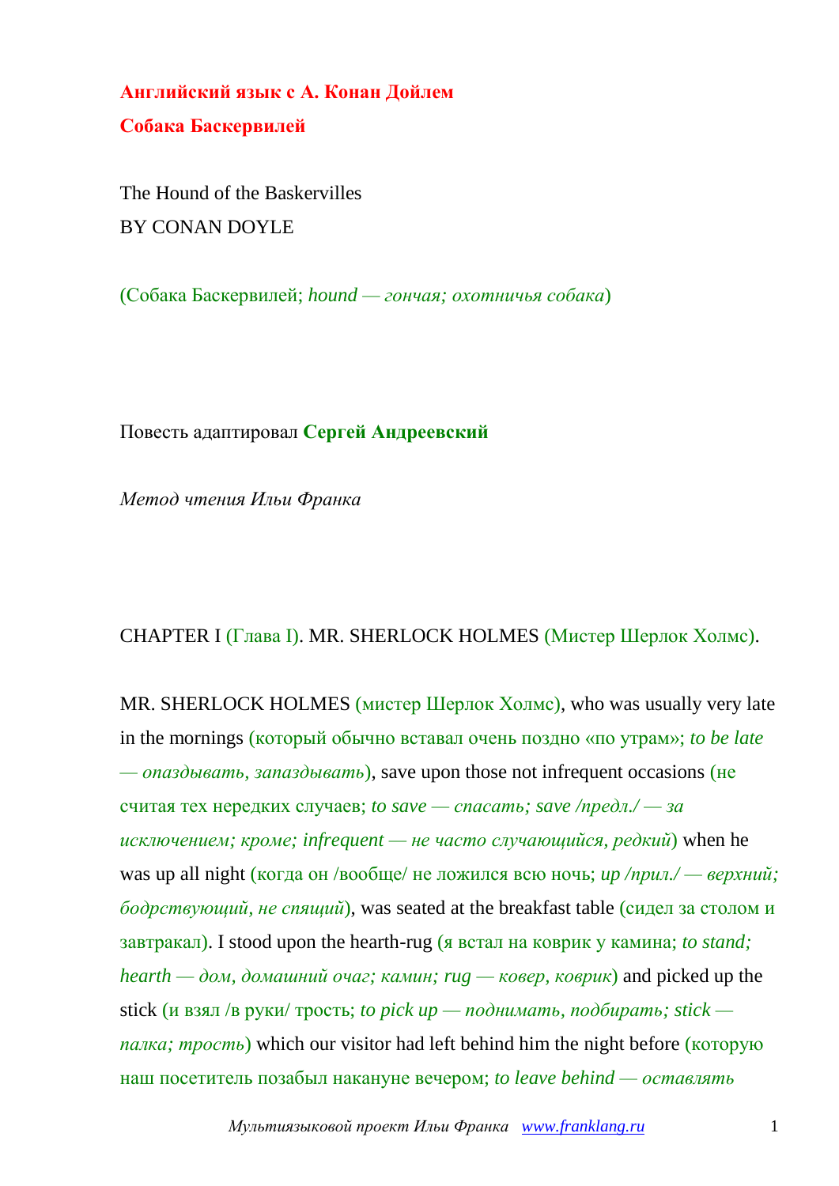**Английский язык с А. Конан Дойлем**

**Собака Баскервилей**

The Hound of the Baskervilles

BY CONAN DOYLE

(Собака Баскервилей; *hound — гончая; охотничья собака*)

Повесть адаптировал **Сергей Андреевский**

*Метод чтения Ильи Франка*

CHAPTER I (Глава I). MR. SHERLOCK HOLMES (Мистер Шерлок Холмс).

MR. SHERLOCK HOLMES (мистер Шерлок Холмс), who was usually very late in the mornings (который обычно вставал очень поздно «по утрам»; *to be late — опаздывать, запаздывать*), save upon those not infrequent occasions (не считая тех нередких случаев; *to save — спасать; save /предл./ — за исключением; кроме; infrequent — не часто случающийся, редкий*) when he was up all night (когда он /вообще/ не ложился всю ночь; *up /прил./ — верхний; бодрствующий, не спящий*), was seated at the breakfast table (сидел за столом и завтракал). I stood upon the hearth-rug (я встал на коврик у камина; *to stand; hearth — дом, домашний очаг; камин; rug — ковер, коврик*) and picked up the stick (и взял /в руки/ трость; *to pick up — поднимать, подбирать; stick — палка; трость*) which our visitor had left behind him the night before (которую наш посетитель позабыл накануне вечером; *to leave behind — оставлять*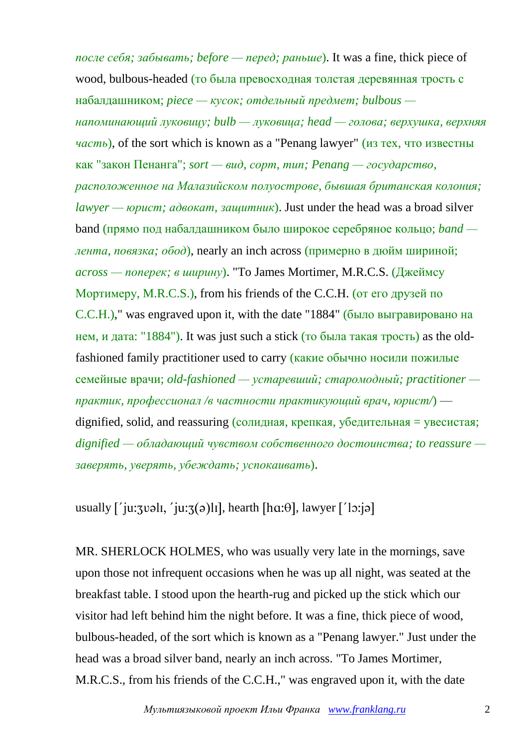*после себя; забывать; before — перед; раньше*). It was a fine, thick piece of wood, bulbous-headed (то была превосходная толстая деревянная трость с набалдашником; *piece — кусок; отдельный предмет; bulbous — напоминающий луковицу; bulb — луковица; head — голова; верхушка, верхняя часть*), of the sort which is known as a "Penang lawyer" (из тех, что известны как "закон Пенанга"; *sort — вид, сорт, тип; Penang — государство, расположенное на Малазийском полуострове, бывшая британская колония; lawyer — юрист; адвокат, защитник*). Just under the head was a broad silver band (прямо под набалдашником было широкое серебряное кольцо; *band — лента, повязка; обод*), nearly an inch across (примерно в дюйм шириной; *across — поперек; в ширину*). "To James Mortimer, M.R.C.S. (Джеймсу Мортимеру, M.R.C.S.), from his friends of the C.C.H. (от его друзей по C.C.H.)," was engraved upon it, with the date "1884" (было выгравировано на нем, и дата: "1884"). It was just such a stick (то была такая трость) as the old-fashioned family practitioner used to carry (какие обычно носили пожилые семейные врачи; *old-fashioned — устаревший; старомодный; practitioner — практик, профессионал /в частности практикующий врач, юрист/*) — dignified, solid, and reassuring (солидная, крепкая, убедительная = увесистая; *dignified — обладающий чувством собственного достоинства; to reassure — заверять, уверять, убеждать; успокаивать*).

usually [΄ju:ʒʊəlɪ, ΄ju:ʒ(ə)lɪ], hearth [hɑ:θ], lawyer [΄lɔ:jə]

MR. SHERLOCK HOLMES, who was usually very late in the mornings, save upon those not infrequent occasions when he was up all night, was seated at the breakfast table. I stood upon the hearth-rug and picked up the stick which our visitor had left behind him the night before. It was a fine, thick piece of wood, bulbous-headed, of the sort which is known as a "Penang lawyer." Just under the head was a broad silver band, nearly an inch across. "To James Mortimer, M.R.C.S., from his friends of the C.C.H.," was engraved upon it, with the date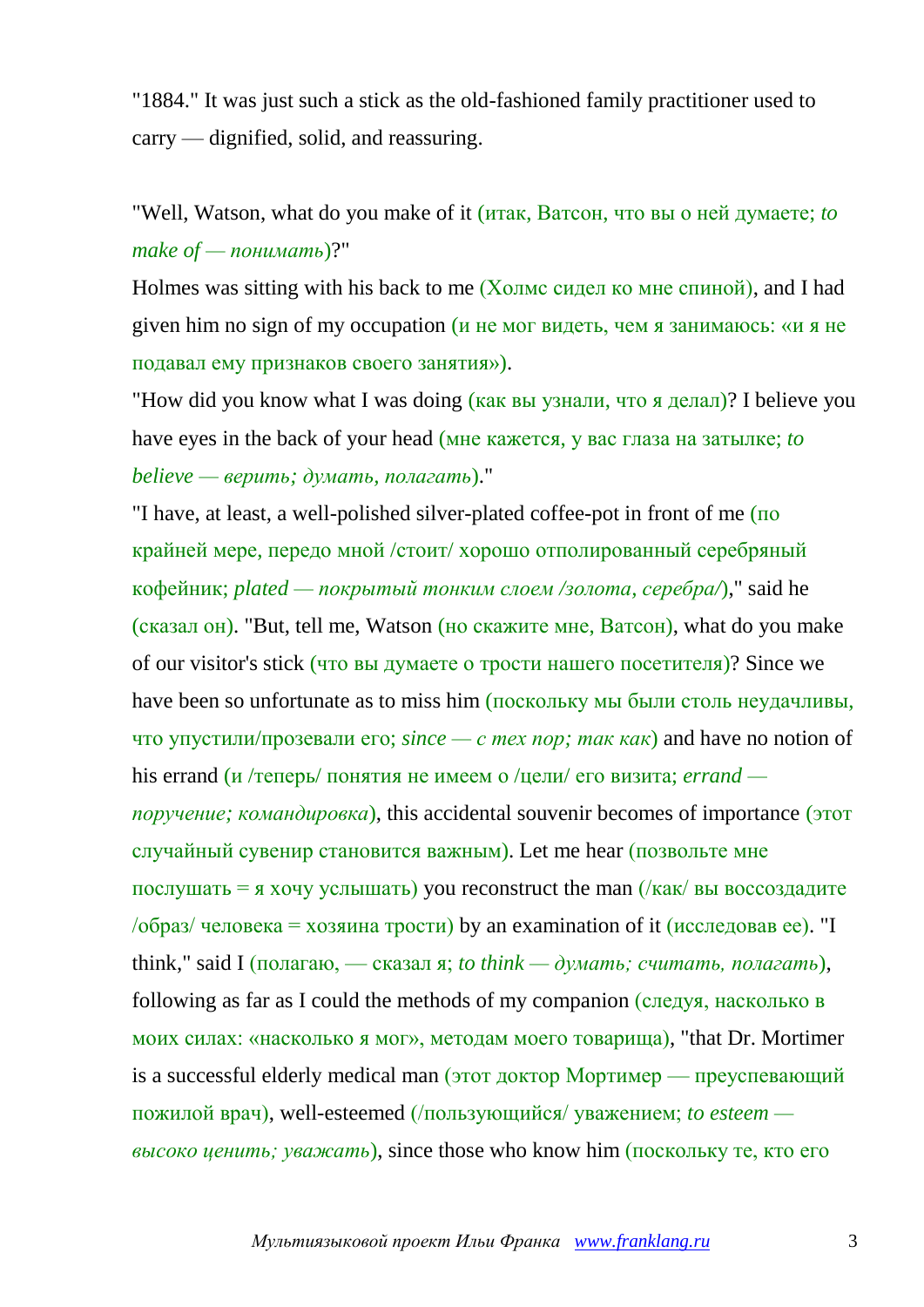"1884." It was just such a stick as the old-fashioned family practitioner used to carry — dignified, solid, and reassuring.

"Well, Watson, what do you make of it (итак, Ватсон, что вы о ней думаете; *to make of — понимать*)?"

Holmes was sitting with his back to me (Холмс сидел ко мне спиной), and I had given him no sign of my occupation (и не мог видеть, чем я занимаюсь: «и я не подавал ему признаков своего занятия»).

"How did you know what I was doing (как вы узнали, что я делал)? I believe you have eyes in the back of your head (мне кажется, у вас глаза на затылке; *to believe — верить; думать, полагать*)."

"I have, at least, a well-polished silver-plated coffee-pot in front of me (по крайней мере, передо мной /стоит/ хорошо отполированный серебряный кофейник; *plated — покрытый тонким слоем /золота, серебра/*)," said he (сказал он). "But, tell me, Watson (но скажите мне, Ватсон), what do you make of our visitor's stick (что вы думаете о трости нашего посетителя)? Since we have been so unfortunate as to miss him (поскольку мы были столь неудачливы, что упустили/прозевали его; *since — с тех пор; так как*) and have no notion of his errand (и /теперь/ понятия не имеем о /цели/ его визита; *errand — поручение; командировка*), this accidental souvenir becomes of importance (этот случайный сувенир становится важным). Let me hear (позвольте мне послушать = я хочу услышать) you reconstruct the man (/как/ вы воссоздадите /образ/ человека = хозяина трости) by an examination of it (исследовав ее). "I think," said I (полагаю, — сказал я; *to think — думать; считать, полагать*), following as far as I could the methods of my companion (следуя, насколько в моих силах: «насколько я мог», методам моего товарища), "that Dr. Mortimer is a successful elderly medical man (этот доктор Мортимер — преуспевающий пожилой врач), well-esteemed (/пользующийся/ уважением; *to esteem — высоко ценить; уважать*), since those who know him (поскольку те, кто его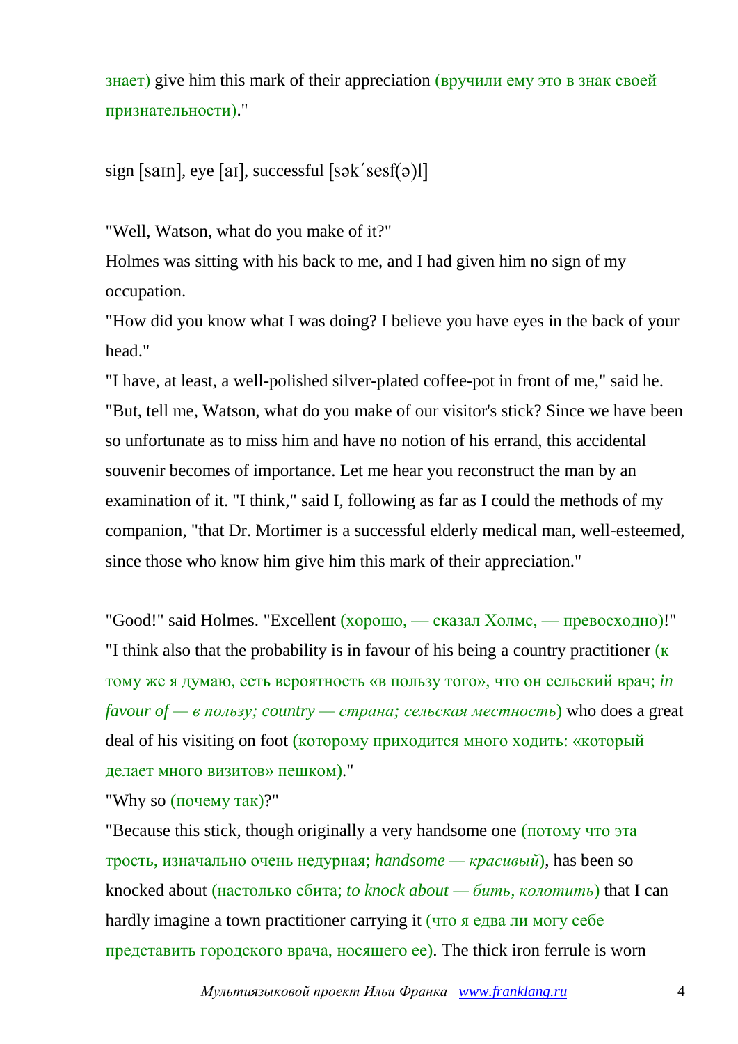знает) give him this mark of their appreciation (вручили ему это в знак своей признательности)."

sign [saɪn], eye [aɪ], successful [sək´sesf(ə)l]

"Well, Watson, what do you make of it?"
Holmes was sitting with his back to me, and I had given him no sign of my occupation.
"How did you know what I was doing? I believe you have eyes in the back of your head."
"I have, at least, a well-polished silver-plated coffee-pot in front of me," said he. "But, tell me, Watson, what do you make of our visitor's stick? Since we have been so unfortunate as to miss him and have no notion of his errand, this accidental souvenir becomes of importance. Let me hear you reconstruct the man by an examination of it. "I think," said I, following as far as I could the methods of my companion, "that Dr. Mortimer is a successful elderly medical man, well-esteemed, since those who know him give him this mark of their appreciation."

"Good!" said Holmes. "Excellent (хорошо, — сказал Холмс, — превосходно)!"
"I think also that the probability is in favour of his being a country practitioner (к тому же я думаю, есть вероятность «в пользу того», что он сельский врач; *in favour of — в пользу; country — страна; сельская местность*) who does a great deal of his visiting on foot (которому приходится много ходить: «который делает много визитов» пешком)."
"Why so (почему так)?"
"Because this stick, though originally a very handsome one (потому что эта трость, изначально очень недурная; *handsome — красивый*), has been so knocked about (настолько сбита; *to knock about — бить, колотить*) that I can hardly imagine a town practitioner carrying it (что я едва ли могу себе представить городского врача, носящего ее). The thick iron ferrule is worn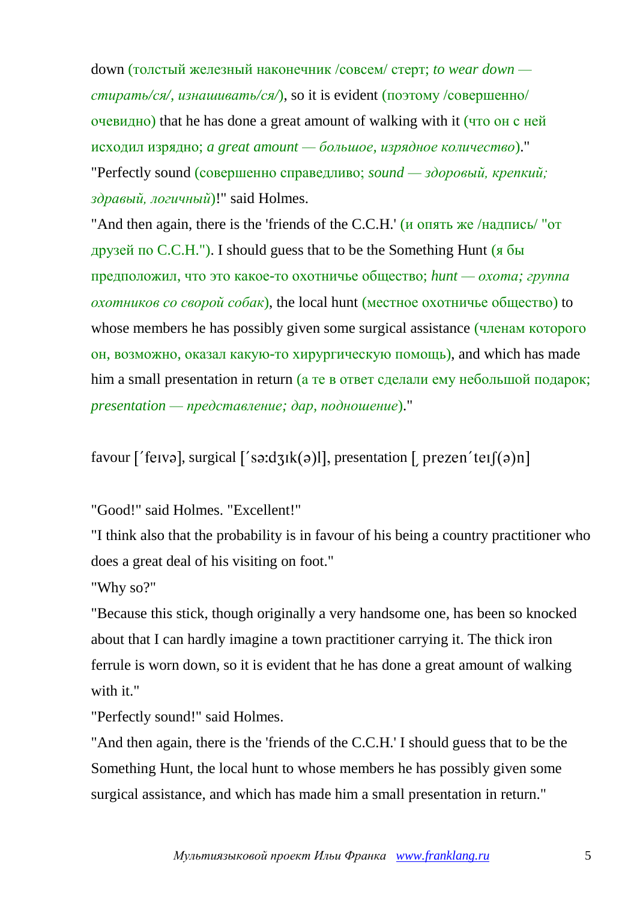down (толстый железный наконечник /совсем/ стерт; *to wear down — стирать/ся/, изнашивать/ся/*), so it is evident (поэтому /совершенно/ очевидно) that he has done a great amount of walking with it (что он с ней исходил изрядно; *a great amount — большое, изрядное количество*)."

"Perfectly sound (совершенно справедливо; *sound — здоровый, крепкий; здравый, логичный*)!" said Holmes.

"And then again, there is the 'friends of the C.C.H.' (и опять же /надпись/ "от друзей по C.C.H."). I should guess that to be the Something Hunt (я бы предположил, что это какое-то охотничье общество; *hunt — охота; группа охотников со сворой собак*), the local hunt (местное охотничье общество) to whose members he has possibly given some surgical assistance (членам которого он, возможно, оказал какую-то хирургическую помощь), and which has made him a small presentation in return (а те в ответ сделали ему небольшой подарок; *presentation — представление; дар, подношение*)."

favour [΄feɪvə], surgical [΄sə:dʒɪk(ə)l], presentation [ˌprezen΄teɪʃ(ə)n]

"Good!" said Holmes. "Excellent!"

"I think also that the probability is in favour of his being a country practitioner who does a great deal of his visiting on foot."

"Why so?"

"Because this stick, though originally a very handsome one, has been so knocked about that I can hardly imagine a town practitioner carrying it. The thick iron ferrule is worn down, so it is evident that he has done a great amount of walking with it."

"Perfectly sound!" said Holmes.

"And then again, there is the 'friends of the C.C.H.' I should guess that to be the Something Hunt, the local hunt to whose members he has possibly given some surgical assistance, and which has made him a small presentation in return."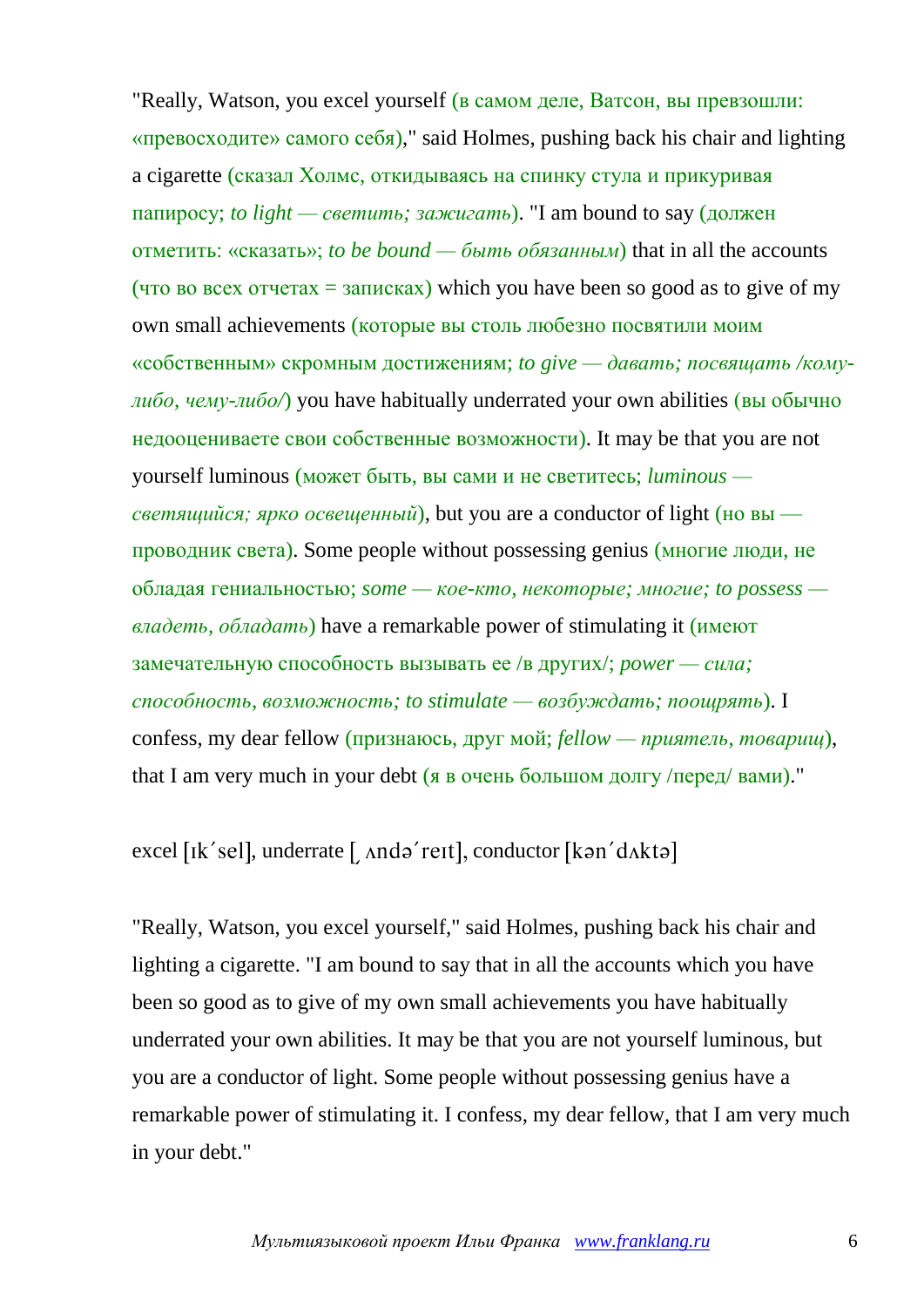"Really, Watson, you excel yourself (в самом деле, Ватсон, вы превзошли: «превосходите» самого себя)," said Holmes, pushing back his chair and lighting a cigarette (сказал Холмс, откидываясь на спинку стула и прикуривая папиросу; *to light — светить; зажигать*). "I am bound to say (должен отметить: «сказать»; *to be bound — быть обязанным*) that in all the accounts (что во всех отчетах = записках) which you have been so good as to give of my own small achievements (которые вы столь любезно посвятили моим «собственным» скромным достижениям; *to give — давать; посвящать /кому-либо, чему-либо/*) you have habitually underrated your own abilities (вы обычно недооцениваете свои собственные возможности). It may be that you are not yourself luminous (может быть, вы сами и не светитесь; *luminous — светящийся; ярко освещенный*), but you are a conductor of light (но вы — проводник света). Some people without possessing genius (многие люди, не обладая гениальностью; *some — кое-кто, некоторые; многие; to possess — владеть, обладать*) have a remarkable power of stimulating it (имеют замечательную способность вызывать ее /в других/; *power — сила; способность, возможность; to stimulate — возбуждать; поощрять*). I confess, my dear fellow (признаюсь, друг мой; *fellow — приятель, товарищ*), that I am very much in your debt (я в очень большом долгу /перед/ вами)."

excel [ɪk´sel], underrate [ˏʌndə´reɪt], conductor [kən´dʌktə]

"Really, Watson, you excel yourself," said Holmes, pushing back his chair and lighting a cigarette. "I am bound to say that in all the accounts which you have been so good as to give of my own small achievements you have habitually underrated your own abilities. It may be that you are not yourself luminous, but you are a conductor of light. Some people without possessing genius have a remarkable power of stimulating it. I confess, my dear fellow, that I am very much in your debt."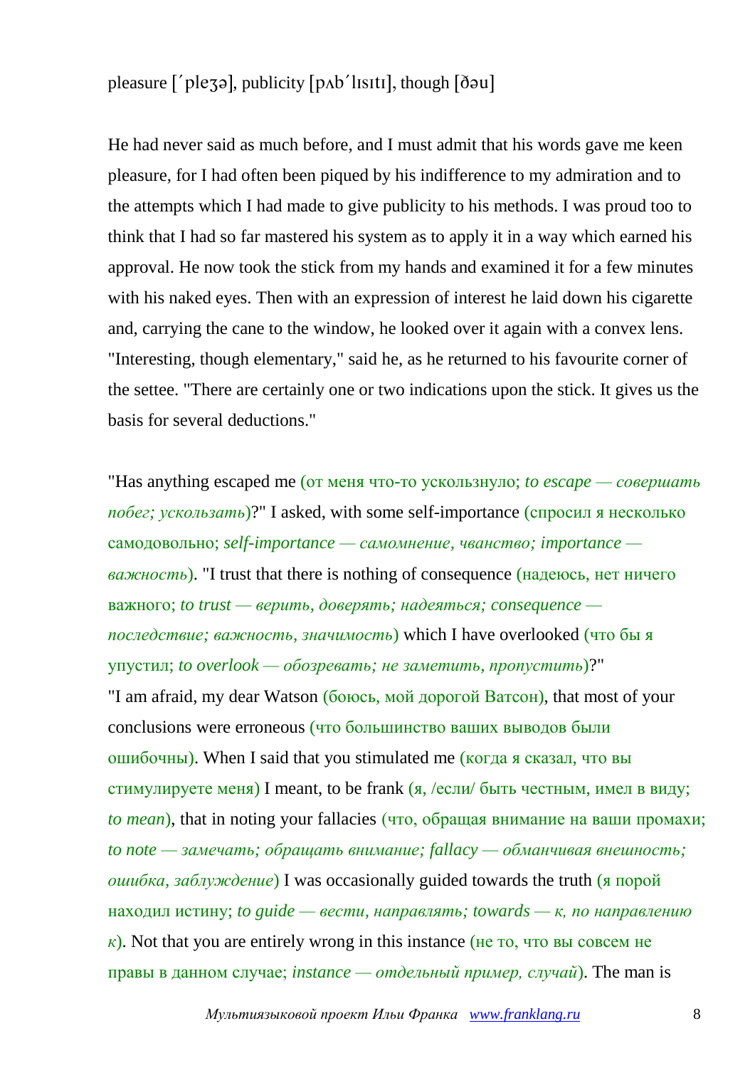pleasure [ˊpleʒə], publicity [pʌbˊlɪsɪtɪ], though [ðəu]

He had never said as much before, and I must admit that his words gave me keen pleasure, for I had often been piqued by his indifference to my admiration and to the attempts which I had made to give publicity to his methods. I was proud too to think that I had so far mastered his system as to apply it in a way which earned his approval. He now took the stick from my hands and examined it for a few minutes with his naked eyes. Then with an expression of interest he laid down his cigarette and, carrying the cane to the window, he looked over it again with a convex lens. "Interesting, though elementary," said he, as he returned to his favourite corner of the settee. "There are certainly one or two indications upon the stick. It gives us the basis for several deductions."

"Has anything escaped me (от меня что-то ускользнуло; *to escape — совершать побег; ускользать*)?" I asked, with some self-importance (спросил я несколько самодовольно; *self-importance — самомнение, чванство; importance — важность*). "I trust that there is nothing of consequence (надеюсь, нет ничего важного; *to trust — верить, доверять; надеяться; consequence — последствие; важность, значимость*) which I have overlooked (что бы я упустил; *to overlook — обозревать; не заметить, пропустить*)?"
"I am afraid, my dear Watson (боюсь, мой дорогой Ватсон), that most of your conclusions were erroneous (что большинство ваших выводов были ошибочны). When I said that you stimulated me (когда я сказал, что вы стимулируете меня) I meant, to be frank (я, /если/ быть честным, имел в виду; *to mean*), that in noting your fallacies (что, обращая внимание на ваши промахи; *to note — замечать; обращать внимание; fallacy — обманчивая внешность; ошибка, заблуждение*) I was occasionally guided towards the truth (я порой находил истину; *to guide — вести, направлять; towards — к, по направлению к*). Not that you are entirely wrong in this instance (не то, что вы совсем не правы в данном случае; *instance — отдельный пример, случай*). The man is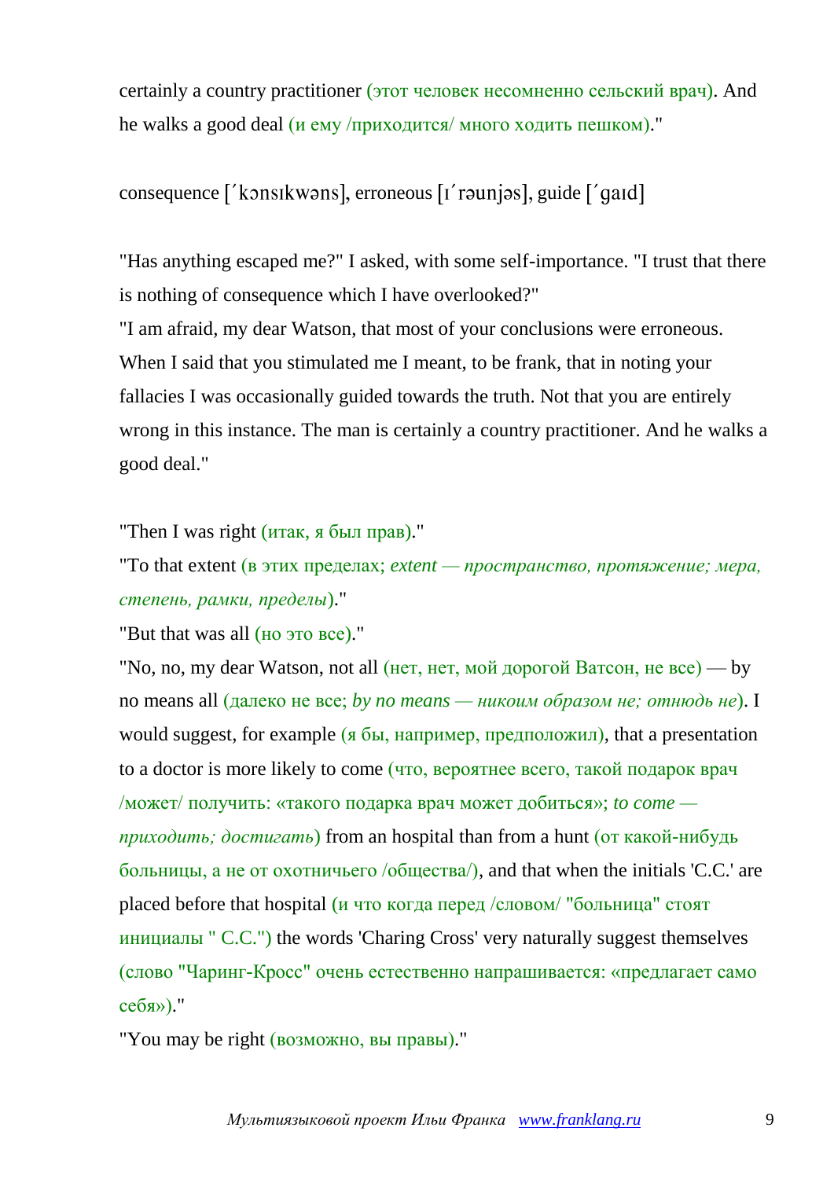certainly a country practitioner (этот человек несомненно сельский врач). And he walks a good deal (и ему /приходится/ много ходить пешком)."

consequence [ˊkɔnsɪkwəns], erroneous [ɪˊrəunjəs], guide [ˊgaɪd]

"Has anything escaped me?" I asked, with some self-importance. "I trust that there is nothing of consequence which I have overlooked?"
"I am afraid, my dear Watson, that most of your conclusions were erroneous. When I said that you stimulated me I meant, to be frank, that in noting your fallacies I was occasionally guided towards the truth. Not that you are entirely wrong in this instance. The man is certainly a country practitioner. And he walks a good deal."

"Then I was right (итак, я был прав)."
"To that extent (в этих пределах; *extent — пространство, протяжение; мера, степень, рамки, пределы*)."
"But that was all (но это все)."
"No, no, my dear Watson, not all (нет, нет, мой дорогой Ватсон, не все) — by no means all (далеко не все; *by no means — никоим образом не; отнюдь не*). I would suggest, for example (я бы, например, предположил), that a presentation to a doctor is more likely to come (что, вероятнее всего, такой подарок врач /может/ получить: «такого подарка врач может добиться»; *to come — приходить; достигать*) from an hospital than from a hunt (от какой-нибудь больницы, а не от охотничьего /общества/), and that when the initials 'C.C.' are placed before that hospital (и что когда перед /словом/ "больница" стоят инициалы " C.C.") the words 'Charing Cross' very naturally suggest themselves (слово "Чаринг-Кросс" очень естественно напрашивается: «предлагает само себя»)."
"You may be right (возможно, вы правы)."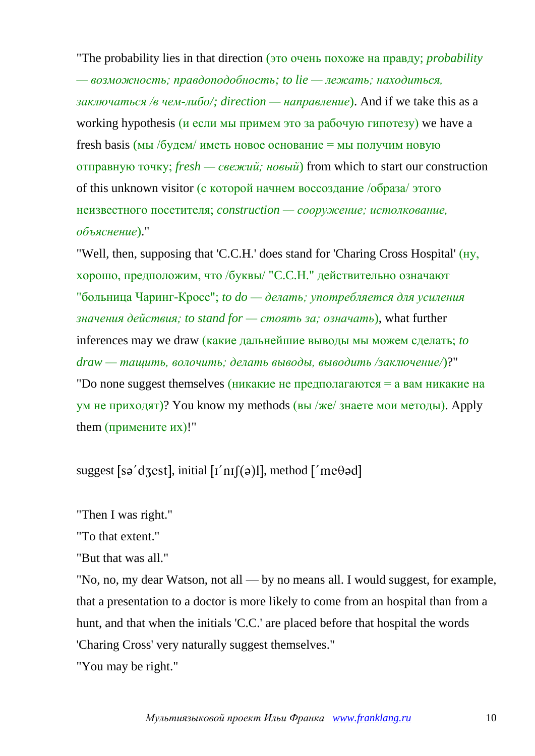"The probability lies in that direction (это очень похоже на правду; *probability — возможность; правдоподобность; to lie — лежать; находиться, заключаться /в чем-либо/; direction — направление*). And if we take this as a working hypothesis (и если мы примем это за рабочую гипотезу) we have a fresh basis (мы /будем/ иметь новое основание = мы получим новую отправную точку; *fresh — свежий; новый*) from which to start our construction of this unknown visitor (с которой начнем воссоздание /образа/ этого неизвестного посетителя; *construction — сооружение; истолкование, объяснение*)."

"Well, then, supposing that 'C.C.H.' does stand for 'Charing Cross Hospital' (ну, хорошо, предположим, что /буквы/ "C.C.H." действительно означают "больница Чаринг-Кросс"; *to do — делать; употребляется для усиления значения действия; to stand for — стоять за; означать*), what further inferences may we draw (какие дальнейшие выводы мы можем сделать; *to draw — тащить, волочить; делать выводы, выводить /заключение/*)?"

"Do none suggest themselves (никакие не предполагаются = а вам никакие на ум не приходят)? You know my methods (вы /же/ знаете мои методы). Apply them (примените их)!"

suggest [sə´dʒest], initial [ɪ´nɪʃ(ə)l], method [´meθəd]

"Then I was right."

"To that extent."

"But that was all."

"No, no, my dear Watson, not all — by no means all. I would suggest, for example, that a presentation to a doctor is more likely to come from an hospital than from a hunt, and that when the initials 'C.C.' are placed before that hospital the words 'Charing Cross' very naturally suggest themselves."

"You may be right."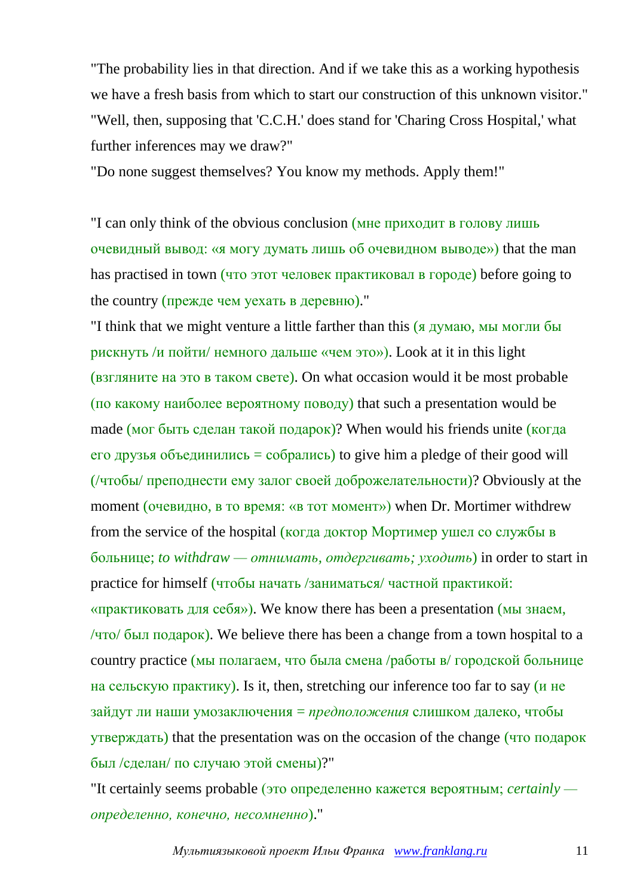"The probability lies in that direction. And if we take this as a working hypothesis we have a fresh basis from which to start our construction of this unknown visitor."
"Well, then, supposing that 'C.C.H.' does stand for 'Charing Cross Hospital,' what further inferences may we draw?"
"Do none suggest themselves? You know my methods. Apply them!"

"I can only think of the obvious conclusion (мне приходит в голову лишь очевидный вывод: «я могу думать лишь об очевидном выводе») that the man has practised in town (что этот человек практиковал в городе) before going to the country (прежде чем уехать в деревню)."
"I think that we might venture a little farther than this (я думаю, мы могли бы рискнуть /и пойти/ немного дальше «чем это»). Look at it in this light (взгляните на это в таком свете). On what occasion would it be most probable (по какому наиболее вероятному поводу) that such a presentation would be made (мог быть сделан такой подарок)? When would his friends unite (когда его друзья объединились = собрались) to give him a pledge of their good will (/чтобы/ преподнести ему залог своей доброжелательности)? Obviously at the moment (очевидно, в то время: «в тот момент») when Dr. Mortimer withdrew from the service of the hospital (когда доктор Мортимер ушел со службы в больнице; *to withdraw — отнимать, отдергивать; уходить*) in order to start in practice for himself (чтобы начать /заниматься/ частной практикой: «практиковать для себя»). We know there has been a presentation (мы знаем, /что/ был подарок). We believe there has been a change from a town hospital to a country practice (мы полагаем, что была смена /работы в/ городской больнице на сельскую практику). Is it, then, stretching our inference too far to say (и не зайдут ли наши умозаключения = *предположения* слишком далеко, чтобы утверждать) that the presentation was on the occasion of the change (что подарок был /сделан/ по случаю этой смены)?"
"It certainly seems probable (это определенно кажется вероятным; *certainly — определенно, конечно, несомненно*)."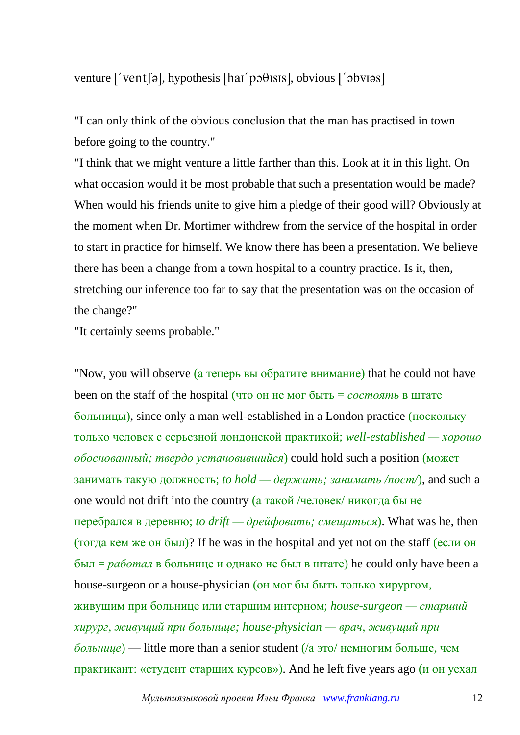venture [ˊventʃə], hypothesis [haɪˊpɔθɪsɪs], obvious [ˊɔbvɪəs]

"I can only think of the obvious conclusion that the man has practised in town before going to the country."

"I think that we might venture a little farther than this. Look at it in this light. On what occasion would it be most probable that such a presentation would be made? When would his friends unite to give him a pledge of their good will? Obviously at the moment when Dr. Mortimer withdrew from the service of the hospital in order to start in practice for himself. We know there has been a presentation. We believe there has been a change from a town hospital to a country practice. Is it, then, stretching our inference too far to say that the presentation was on the occasion of the change?"

"It certainly seems probable."

"Now, you will observe (а теперь вы обратите внимание) that he could not have been on the staff of the hospital (что он не мог быть = *состоять* в штате больницы), since only a man well-established in a London practice (поскольку только человек с серьезной лондонской практикой; *well-established — хорошо обоснованный; твердо установившийся*) could hold such a position (может занимать такую должность; *to hold — держать; занимать /пост/*), and such a one would not drift into the country (а такой /человек/ никогда бы не перебрался в деревню; *to drift — дрейфовать; смещаться*). What was he, then (тогда кем же он был)? If he was in the hospital and yet not on the staff (если он был = *работал* в больнице и однако не был в штате) he could only have been a house-surgeon or a house-physician (он мог бы быть только хирургом, живущим при больнице или старшим интерном; *house-surgeon — старший хирург, живущий при больнице; house-physician — врач, живущий при больнице*) — little more than a senior student (/а это/ немногим больше, чем практикант: «студент старших курсов»). And he left five years ago (и он уехал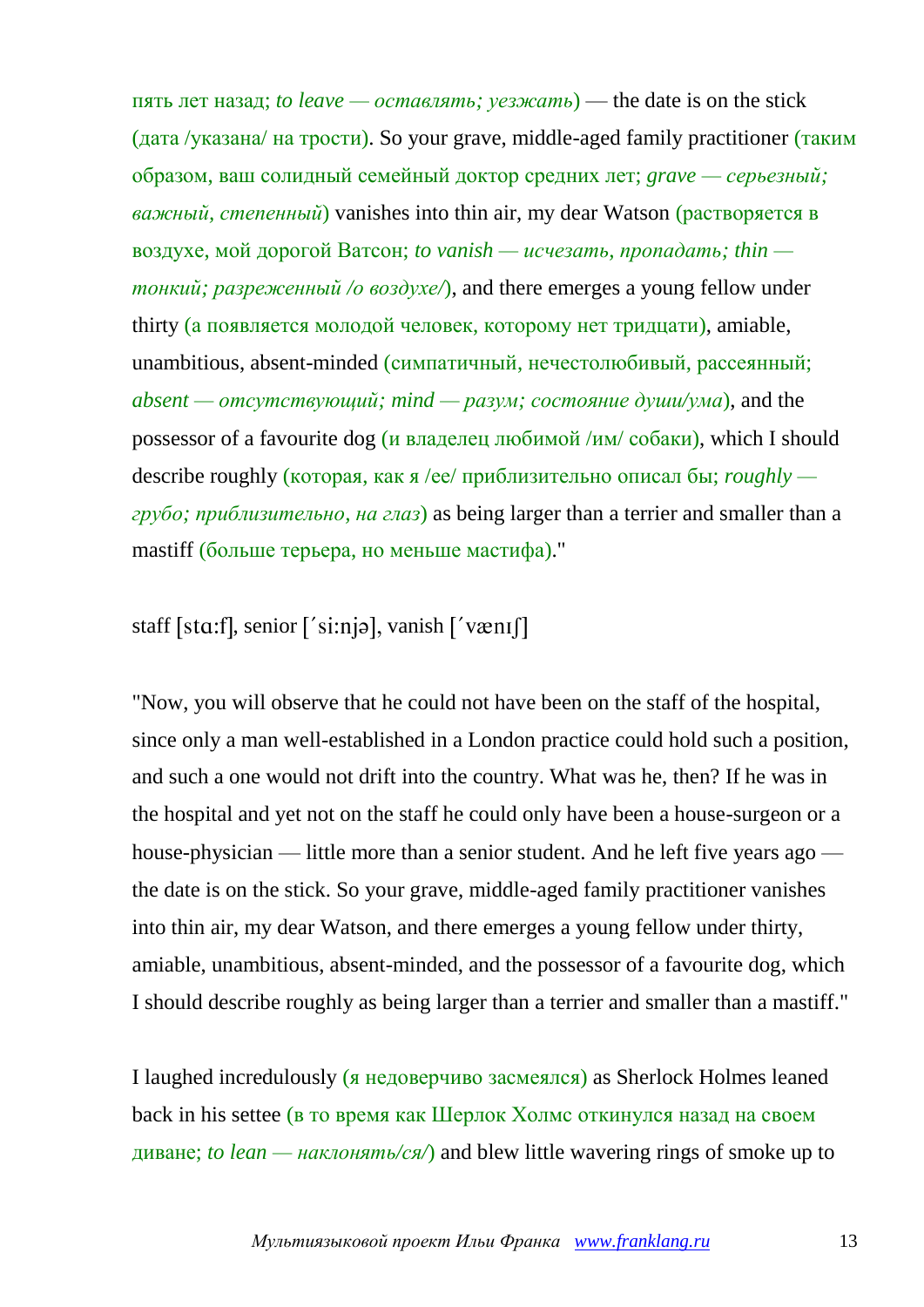пять лет назад; *to leave — оставлять; уезжать*) — the date is on the stick (дата /указана/ на трости). So your grave, middle-aged family practitioner (таким образом, ваш солидный семейный доктор средних лет; *grave — серьезный; важный, степенный*) vanishes into thin air, my dear Watson (растворяется в воздухе, мой дорогой Ватсон; *to vanish — исчезать, пропадать; thin — тонкий; разреженный /о воздухе/*), and there emerges a young fellow under thirty (а появляется молодой человек, которому нет тридцати), amiable, unambitious, absent-minded (симпатичный, нечестолюбивый, рассеянный; *absent — отсутствующий; mind — разум; состояние души/ума*), and the possessor of a favourite dog (и владелец любимой /им/ собаки), which I should describe roughly (которая, как я /ее/ приблизительно описал бы; *roughly — грубо; приблизительно, на глаз*) as being larger than a terrier and smaller than a mastiff (больше терьера, но меньше мастифа)."

staff [stɑ:f], senior [´si:njə], vanish [´vænɪʃ]

"Now, you will observe that he could not have been on the staff of the hospital, since only a man well-established in a London practice could hold such a position, and such a one would not drift into the country. What was he, then? If he was in the hospital and yet not on the staff he could only have been a house-surgeon or a house-physician — little more than a senior student. And he left five years ago — the date is on the stick. So your grave, middle-aged family practitioner vanishes into thin air, my dear Watson, and there emerges a young fellow under thirty, amiable, unambitious, absent-minded, and the possessor of a favourite dog, which I should describe roughly as being larger than a terrier and smaller than a mastiff."

I laughed incredulously (я недоверчиво засмеялся) as Sherlock Holmes leaned back in his settee (в то время как Шерлок Холмс откинулся назад на своем диване; *to lean — наклонять/ся/*) and blew little wavering rings of smoke up to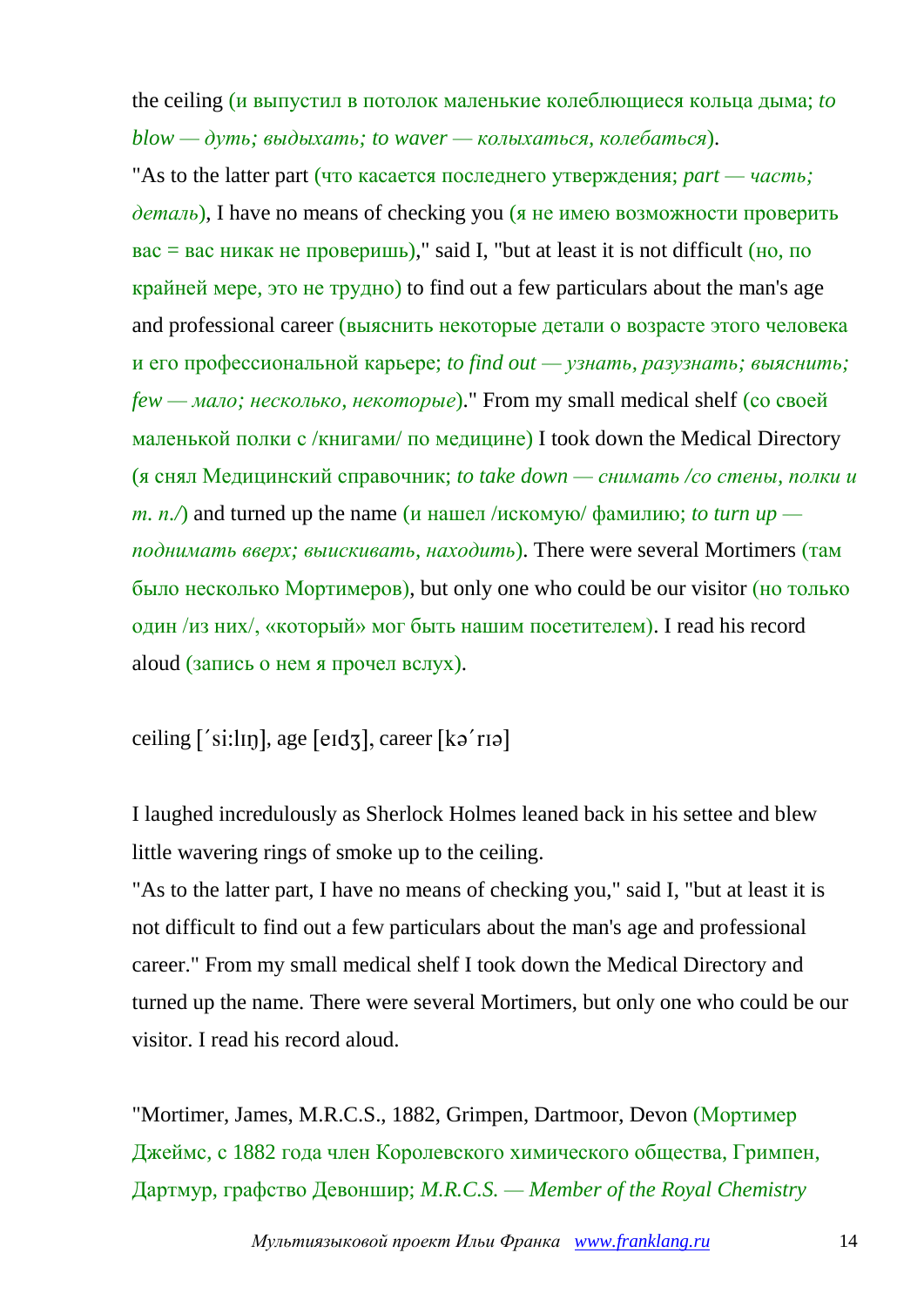the ceiling (и выпустил в потолок маленькие колеблющиеся кольца дыма; *to blow — дуть; выдыхать; to waver — колыхаться, колебаться*).

"As to the latter part (что касается последнего утверждения; *part — часть; деталь*), I have no means of checking you (я не имею возможности проверить вас = вас никак не проверишь)," said I, "but at least it is not difficult (но, по крайней мере, это не трудно) to find out a few particulars about the man's age and professional career (выяснить некоторые детали о возрасте этого человека и его профессиональной карьере; *to find out — узнать, разузнать; выяснить; few — мало; несколько, некоторые*)." From my small medical shelf (со своей маленькой полки с /книгами/ по медицине) I took down the Medical Directory (я снял Медицинский справочник; *to take down — снимать /со стены, полки и т. п./*) and turned up the name (и нашел /искомую/ фамилию; *to turn up — поднимать вверх; выискивать, находить*). There were several Mortimers (там было несколько Мортимеров), but only one who could be our visitor (но только один /из них/, «который» мог быть нашим посетителем). I read his record aloud (запись о нем я прочел вслух).

ceiling [´si:lɪŋ], age [eɪdʒ], career [kə´rɪə]

I laughed incredulously as Sherlock Holmes leaned back in his settee and blew little wavering rings of smoke up to the ceiling.

"As to the latter part, I have no means of checking you," said I, "but at least it is not difficult to find out a few particulars about the man's age and professional career." From my small medical shelf I took down the Medical Directory and turned up the name. There were several Mortimers, but only one who could be our visitor. I read his record aloud.

"Mortimer, James, M.R.C.S., 1882, Grimpen, Dartmoor, Devon (Мортимер Джеймс, с 1882 года член Королевского химического общества, Гримпен, Дартмур, графство Девоншир; *M.R.C.S. — Member of the Royal Chemistry*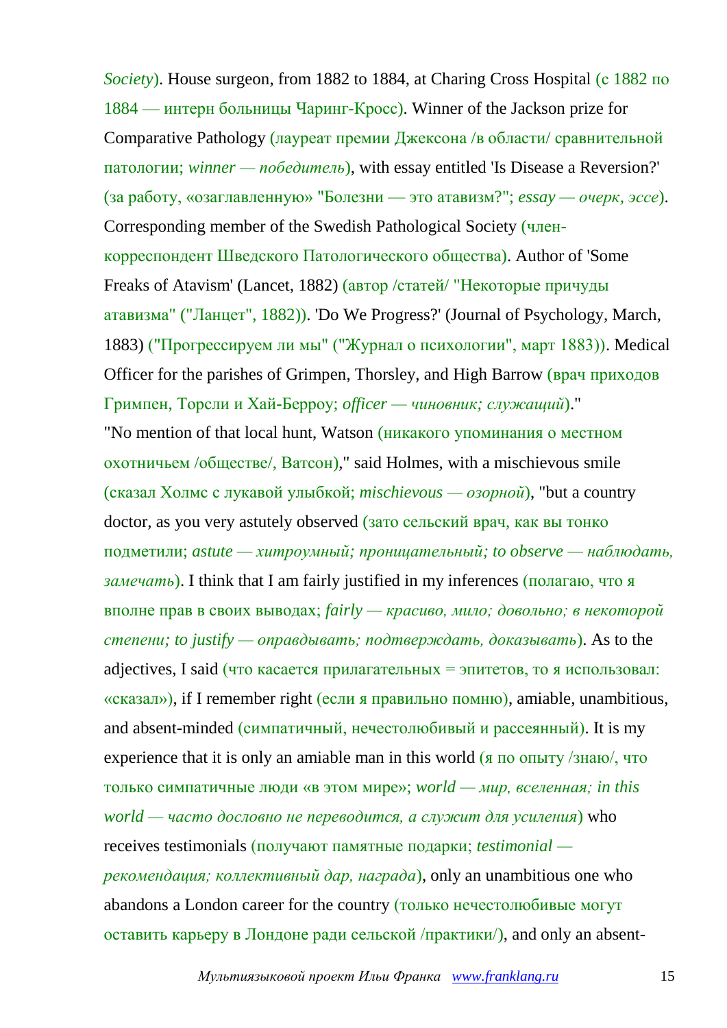*Society*). House surgeon, from 1882 to 1884, at Charing Cross Hospital (с 1882 по 1884 — интерн больницы Чаринг-Кросс). Winner of the Jackson prize for Comparative Pathology (лауреат премии Джексона /в области/ сравнительной патологии; *winner — победитель*), with essay entitled 'Is Disease a Reversion?' (за работу, «озаглавленную» "Болезни — это атавизм?"; *essay — очерк, эссе*). Corresponding member of the Swedish Pathological Society (член-корреспондент Шведского Патологического общества). Author of 'Some Freaks of Atavism' (Lancet, 1882) (автор /статей/ "Некоторые причуды атавизма" ("Ланцет", 1882)). 'Do We Progress?' (Journal of Psychology, March, 1883) ("Прогрессируем ли мы" ("Журнал о психологии", март 1883)). Medical Officer for the parishes of Grimpen, Thorsley, and High Barrow (врач приходов Гримпен, Торсли и Хай-Берроу; *officer — чиновник; служащий*)."

"No mention of that local hunt, Watson (никакого упоминания о местном охотничьем /обществе/, Ватсон)," said Holmes, with a mischievous smile (сказал Холмс с лукавой улыбкой; *mischievous — озорной*), "but a country doctor, as you very astutely observed (зато сельский врач, как вы тонко подметили; *astute — хитроумный; проницательный; to observe — наблюдать, замечать*). I think that I am fairly justified in my inferences (полагаю, что я вполне прав в своих выводах; *fairly — красиво, мило; довольно; в некоторой степени; to justify — оправдывать; подтверждать, доказывать*). As to the adjectives, I said (что касается прилагательных = эпитетов, то я использовал: «сказал»), if I remember right (если я правильно помню), amiable, unambitious, and absent-minded (симпатичный, нечестолюбивый и рассеянный). It is my experience that it is only an amiable man in this world (я по опыту /знаю/, что только симпатичные люди «в этом мире»; *world — мир, вселенная; in this world — часто дословно не переводится, а служит для усиления*) who receives testimonials (получают памятные подарки; *testimonial — рекомендация; коллективный дар, награда*), only an unambitious one who abandons a London career for the country (только нечестолюбивые могут оставить карьеру в Лондоне ради сельской /практики/), and only an absent-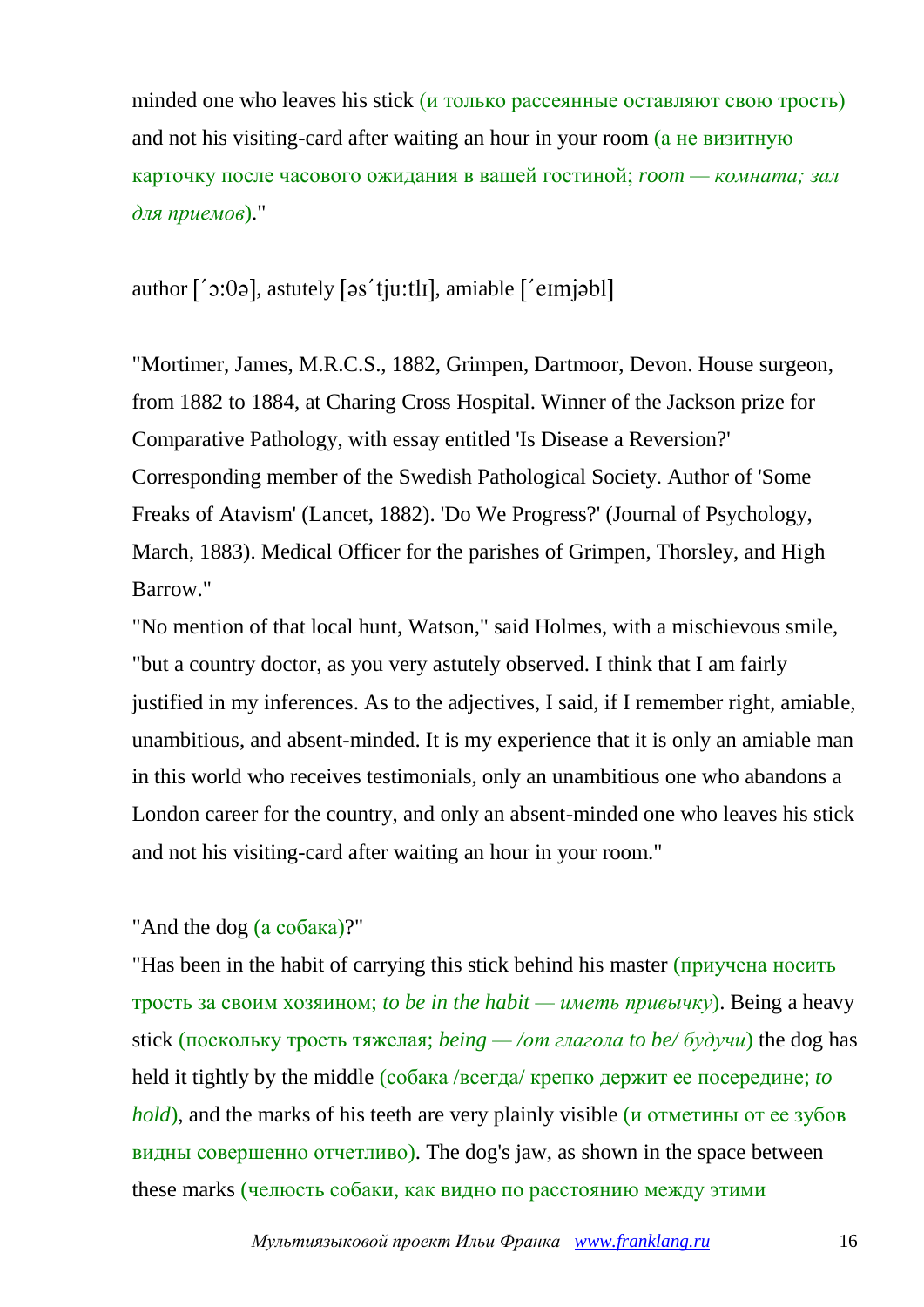minded one who leaves his stick (и только рассеянные оставляют свою трость) and not his visiting-card after waiting an hour in your room (а не визитную карточку после часового ожидания в вашей гостиной; *room — комната; зал для приемов*)."

author [ˊɔ:θə], astutely [əsˊtju:tlı], amiable [ˊeımjəbl]

"Mortimer, James, M.R.C.S., 1882, Grimpen, Dartmoor, Devon. House surgeon, from 1882 to 1884, at Charing Cross Hospital. Winner of the Jackson prize for Comparative Pathology, with essay entitled 'Is Disease a Reversion?' Corresponding member of the Swedish Pathological Society. Author of 'Some Freaks of Atavism' (Lancet, 1882). 'Do We Progress?' (Journal of Psychology, March, 1883). Medical Officer for the parishes of Grimpen, Thorsley, and High Barrow."

"No mention of that local hunt, Watson," said Holmes, with a mischievous smile, "but a country doctor, as you very astutely observed. I think that I am fairly justified in my inferences. As to the adjectives, I said, if I remember right, amiable, unambitious, and absent-minded. It is my experience that it is only an amiable man in this world who receives testimonials, only an unambitious one who abandons a London career for the country, and only an absent-minded one who leaves his stick and not his visiting-card after waiting an hour in your room."

"And the dog (а собака)?"

"Has been in the habit of carrying this stick behind his master (приучена носить трость за своим хозяином; *to be in the habit — иметь привычку*). Being a heavy stick (поскольку трость тяжелая; *being — /от глагола to be/ будучи*) the dog has held it tightly by the middle (собака /всегда/ крепко держит ее посередине; *to hold*), and the marks of his teeth are very plainly visible (и отметины от ее зубов видны совершенно отчетливо). The dog's jaw, as shown in the space between these marks (челюсть собаки, как видно по расстоянию между этими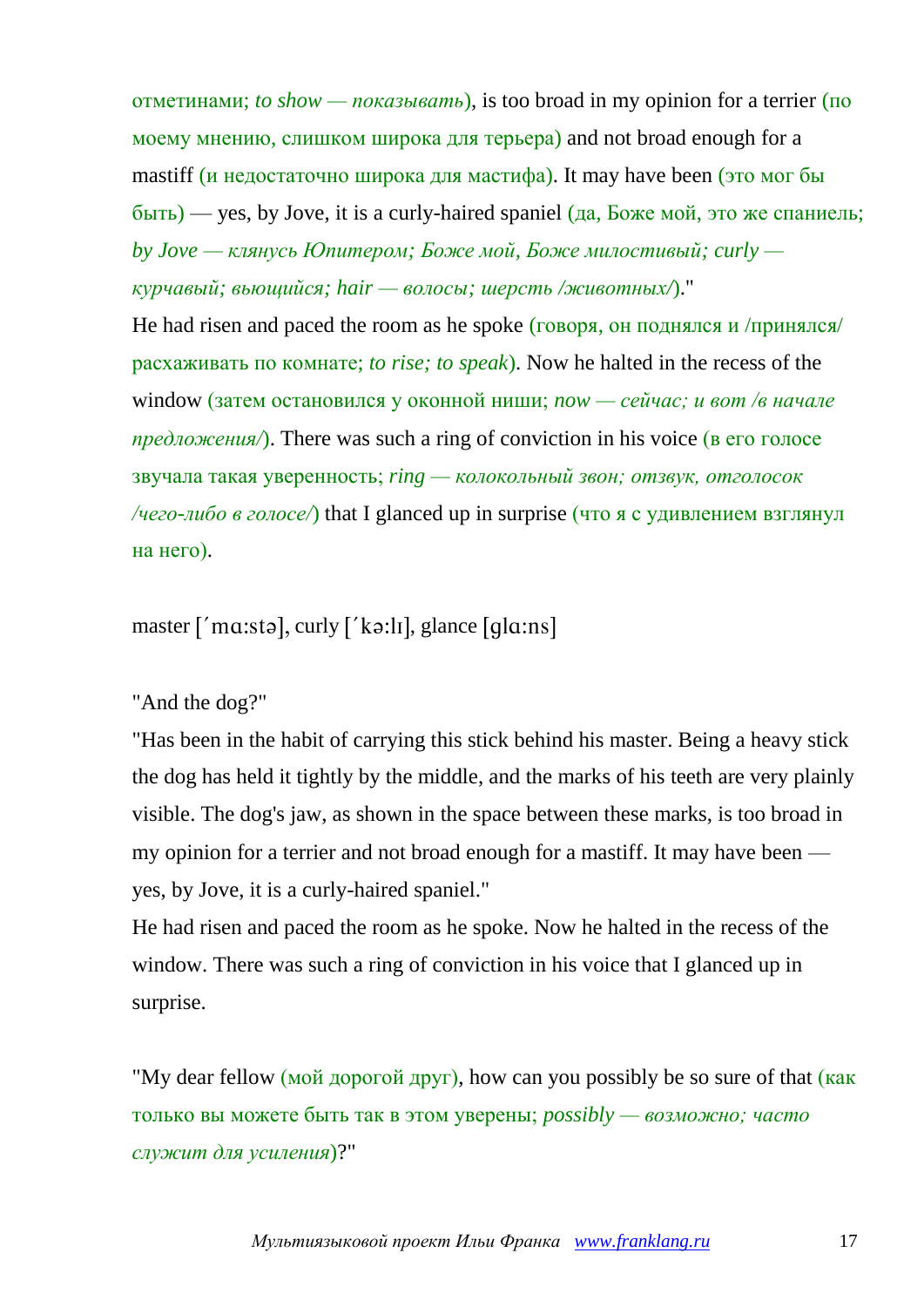отметинами; *to show — показывать*), is too broad in my opinion for a terrier (по моему мнению, слишком широка для терьера) and not broad enough for a mastiff (и недостаточно широка для мастифа). It may have been (это мог бы быть) — yes, by Jove, it is a curly-haired spaniel (да, Боже мой, это же спаниель; *by Jove — клянусь Юпитером; Боже мой, Боже милостивый; curly — курчавый; вьющийся; hair — волосы; шерсть /животных/*)."

He had risen and paced the room as he spoke (говоря, он поднялся и /принялся/ расхаживать по комнате; *to rise; to speak*). Now he halted in the recess of the window (затем остановился у оконной ниши; *now — сейчас; и вот /в начале предложения/*). There was such a ring of conviction in his voice (в его голосе звучала такая уверенность; *ring — колокольный звон; отзвук, отголосок /чего-либо в голосе/*) that I glanced up in surprise (что я с удивлением взглянул на него).

master [ˊmɑ:stə], curly [ˊkə:lɪ], glance [glɑ:ns]

"And the dog?"

"Has been in the habit of carrying this stick behind his master. Being a heavy stick the dog has held it tightly by the middle, and the marks of his teeth are very plainly visible. The dog's jaw, as shown in the space between these marks, is too broad in my opinion for a terrier and not broad enough for a mastiff. It may have been — yes, by Jove, it is a curly-haired spaniel."

He had risen and paced the room as he spoke. Now he halted in the recess of the window. There was such a ring of conviction in his voice that I glanced up in surprise.

"My dear fellow (мой дорогой друг), how can you possibly be so sure of that (как только вы можете быть так в этом уверены; *possibly — возможно; часто служит для усиления*)?"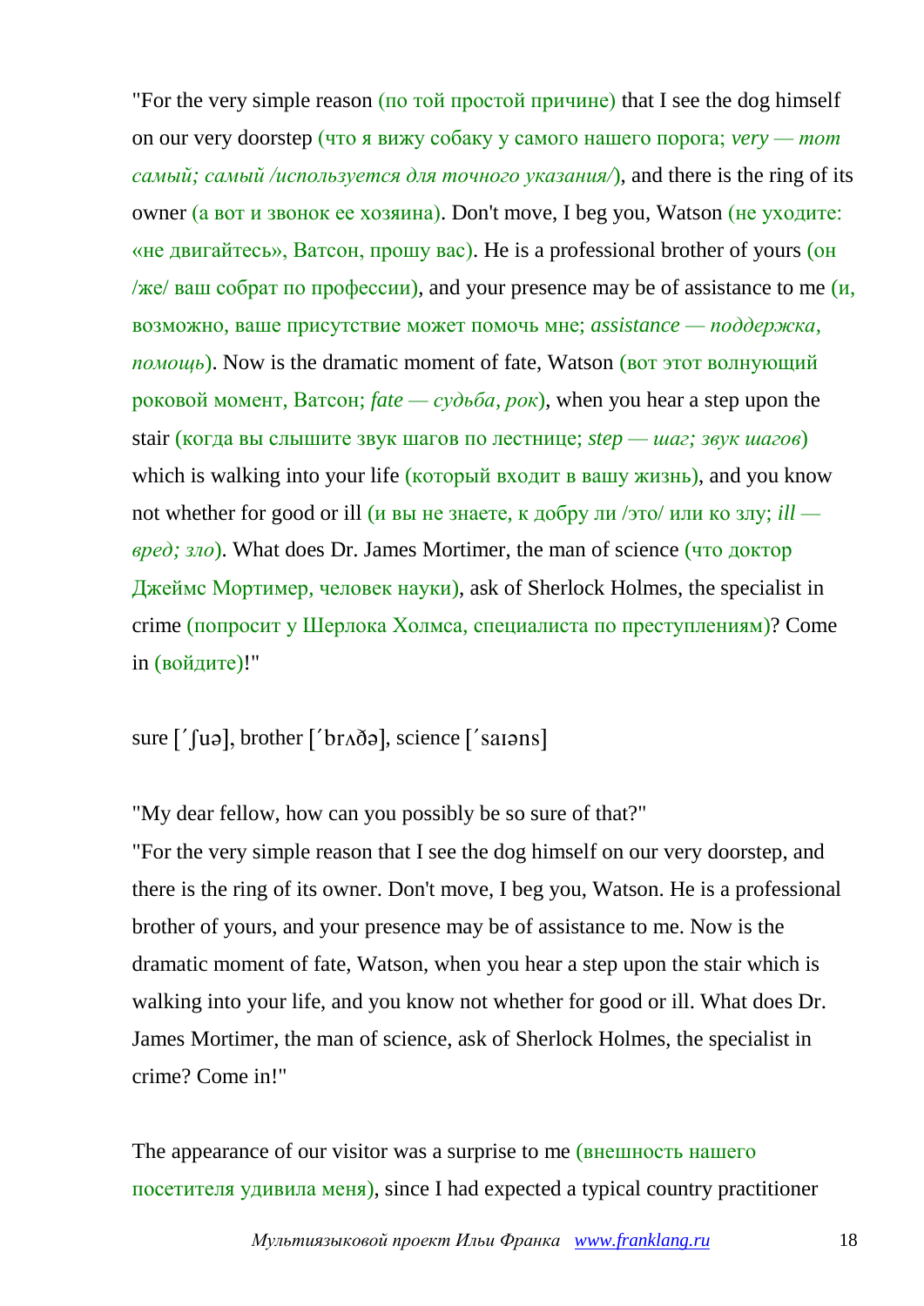"For the very simple reason (по той простой причине) that I see the dog himself on our very doorstep (что я вижу собаку у самого нашего порога; *very — тот самый; самый /используется для точного указания/*), and there is the ring of its owner (а вот и звонок ее хозяина). Don't move, I beg you, Watson (не уходите: «не двигайтесь», Ватсон, прошу вас). He is a professional brother of yours (он /же/ ваш собрат по профессии), and your presence may be of assistance to me (и, возможно, ваше присутствие может помочь мне; *assistance — поддержка, помощь*). Now is the dramatic moment of fate, Watson (вот этот волнующий роковой момент, Ватсон; *fate — судьба, рок*), when you hear a step upon the stair (когда вы слышите звук шагов по лестнице; *step — шаг; звук шагов*) which is walking into your life (который входит в вашу жизнь), and you know not whether for good or ill (и вы не знаете, к добру ли /это/ или ко злу; *ill — вред; зло*). What does Dr. James Mortimer, the man of science (что доктор Джеймс Мортимер, человек науки), ask of Sherlock Holmes, the specialist in crime (попросит у Шерлока Холмса, специалиста по преступлениям)? Come in (войдите)!"

sure [ˊʃuə], brother [ˊbrʌðə], science [ˊsaɪəns]

"My dear fellow, how can you possibly be so sure of that?"
"For the very simple reason that I see the dog himself on our very doorstep, and there is the ring of its owner. Don't move, I beg you, Watson. He is a professional brother of yours, and your presence may be of assistance to me. Now is the dramatic moment of fate, Watson, when you hear a step upon the stair which is walking into your life, and you know not whether for good or ill. What does Dr. James Mortimer, the man of science, ask of Sherlock Holmes, the specialist in crime? Come in!"

The appearance of our visitor was a surprise to me (внешность нашего посетителя удивила меня), since I had expected a typical country practitioner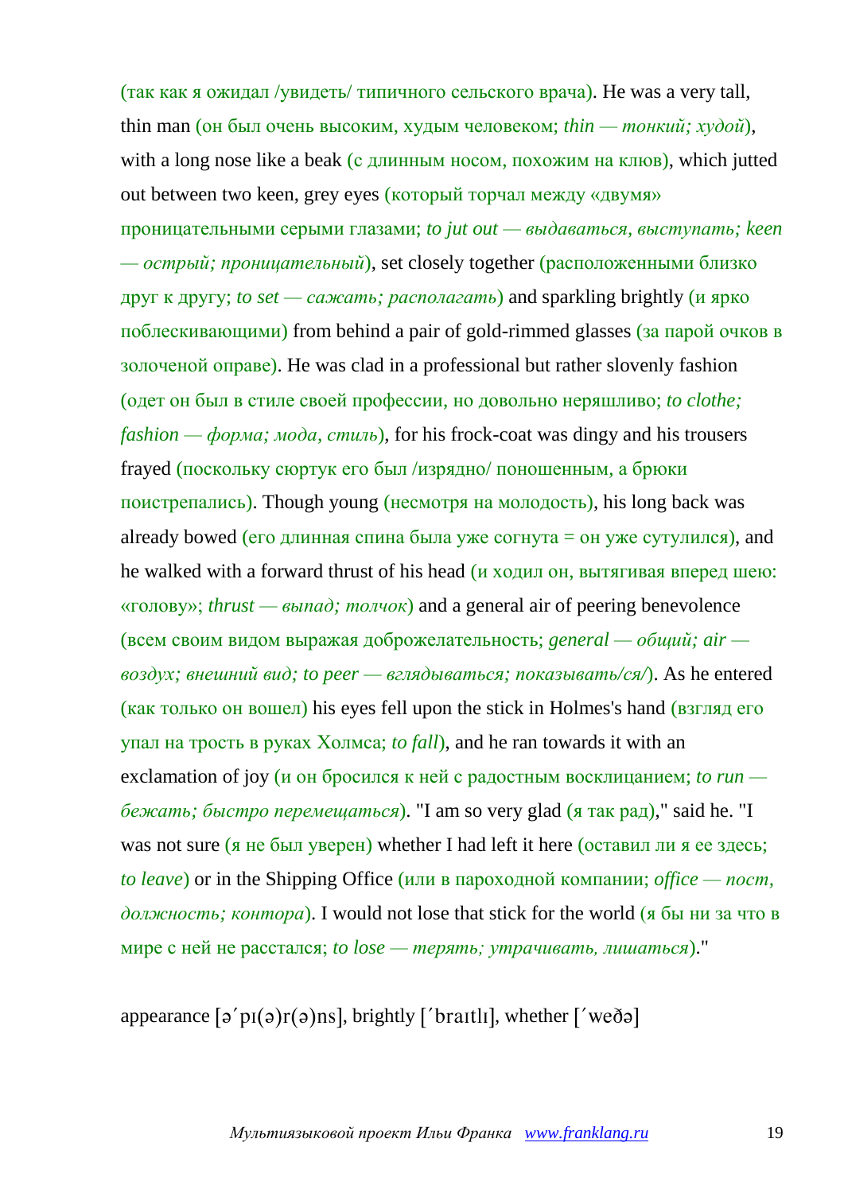(так как я ожидал /увидеть/ типичного сельского врача). He was a very tall, thin man (он был очень высоким, худым человеком; *thin — тонкий; худой*), with a long nose like a beak (с длинным носом, похожим на клюв), which jutted out between two keen, grey eyes (который торчал между «двумя» проницательными серыми глазами; *to jut out — выдаваться, выступать; keen — острый; проницательный*), set closely together (расположенными близко друг к другу; *to set — сажать; располагать*) and sparkling brightly (и ярко поблескивающими) from behind a pair of gold-rimmed glasses (за парой очков в золоченой оправе). He was clad in a professional but rather slovenly fashion (одет он был в стиле своей профессии, но довольно неряшливо; *to clothe; fashion — форма; мода, стиль*), for his frock-coat was dingy and his trousers frayed (поскольку сюртук его был /изрядно/ поношенным, а брюки поистрепались). Though young (несмотря на молодость), his long back was already bowed (его длинная спина была уже согнута = он уже сутулился), and he walked with a forward thrust of his head (и ходил он, вытягивая вперед шею: «голову»; *thrust — выпад; толчок*) and a general air of peering benevolence (всем своим видом выражая доброжелательность; *general — общий; air — воздух; внешний вид; to peer — вглядываться; показывать/ся/*). As he entered (как только он вошел) his eyes fell upon the stick in Holmes's hand (взгляд его упал на трость в руках Холмса; *to fall*), and he ran towards it with an exclamation of joy (и он бросился к ней с радостным восклицанием; *to run — бежать; быстро перемещаться*). "I am so very glad (я так рад)," said he. "I was not sure (я не был уверен) whether I had left it here (оставил ли я ее здесь; *to leave*) or in the Shipping Office (или в пароходной компании; *office — пост, должность; контора*). I would not lose that stick for the world (я бы ни за что в мире с ней не расстался; *to lose — терять; утрачивать, лишаться*)."

appearance [ə´pɪ(ə)r(ə)ns], brightly [´braɪtlɪ], whether [´weðə]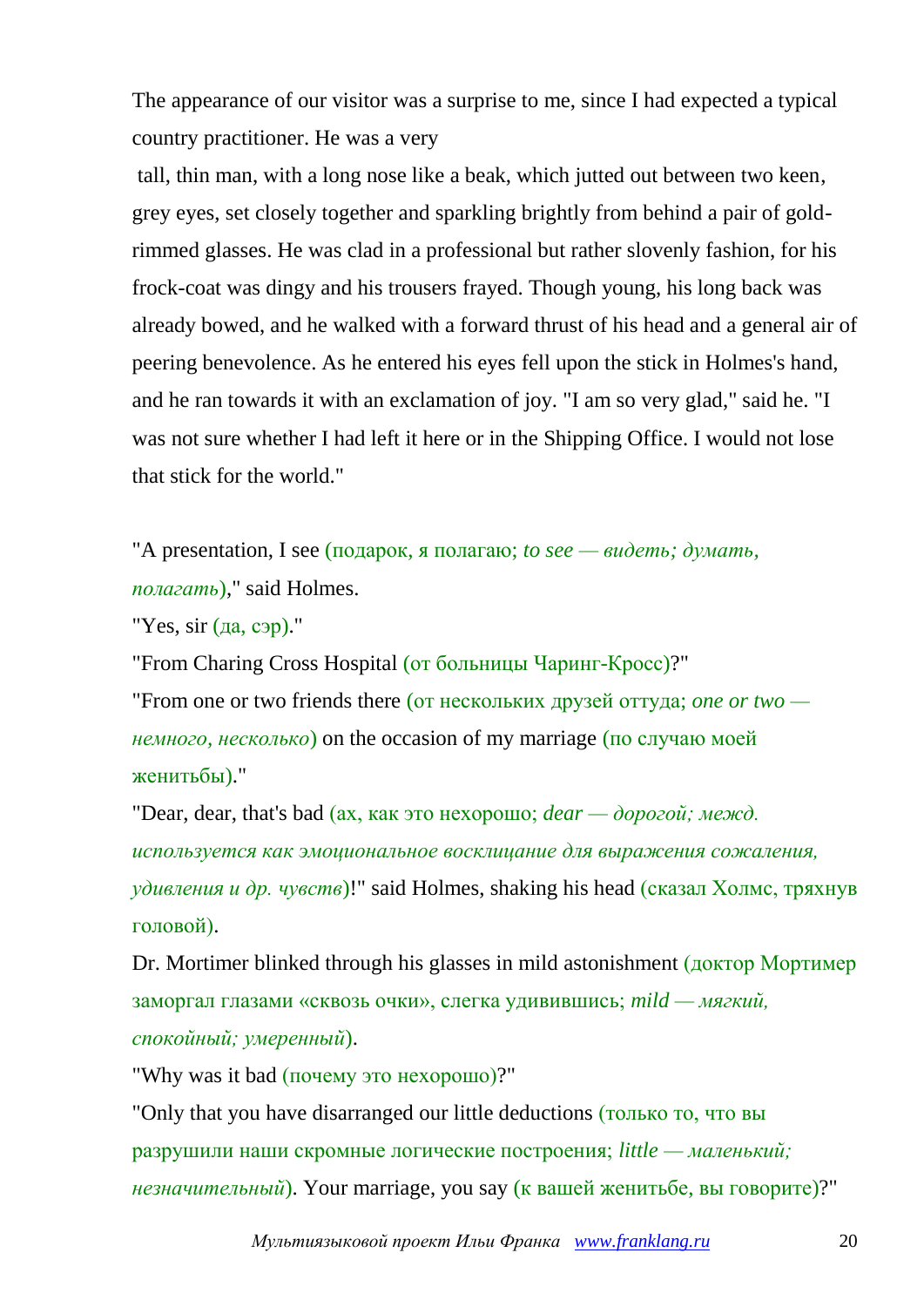The appearance of our visitor was a surprise to me, since I had expected a typical country practitioner. He was a very tall, thin man, with a long nose like a beak, which jutted out between two keen, grey eyes, set closely together and sparkling brightly from behind a pair of gold-rimmed glasses. He was clad in a professional but rather slovenly fashion, for his frock-coat was dingy and his trousers frayed. Though young, his long back was already bowed, and he walked with a forward thrust of his head and a general air of peering benevolence. As he entered his eyes fell upon the stick in Holmes's hand, and he ran towards it with an exclamation of joy. "I am so very glad," said he. "I was not sure whether I had left it here or in the Shipping Office. I would not lose that stick for the world."

"A presentation, I see (подарок, я полагаю; *to see — видеть; думать, полагать*)," said Holmes.

"Yes, sir (да, сэр)."

"From Charing Cross Hospital (от больницы Чаринг-Кросс)?"

"From one or two friends there (от нескольких друзей оттуда; *one or two — немного, несколько*) on the occasion of my marriage (по случаю моей женитьбы)."

"Dear, dear, that's bad (ах, как это нехорошо; *dear — дорогой; межд. используется как эмоциональное восклицание для выражения сожаления, удивления и др. чувств*)!" said Holmes, shaking his head (сказал Холмс, тряхнув головой).

Dr. Mortimer blinked through his glasses in mild astonishment (доктор Мортимер заморгал глазами «сквозь очки», слегка удивившись; *mild — мягкий, спокойный; умеренный*).

"Why was it bad (почему это нехорошо)?"

"Only that you have disarranged our little deductions (только то, что вы разрушили наши скромные логические построения; *little — маленький; незначительный*). Your marriage, you say (к вашей женитьбе, вы говорите)?"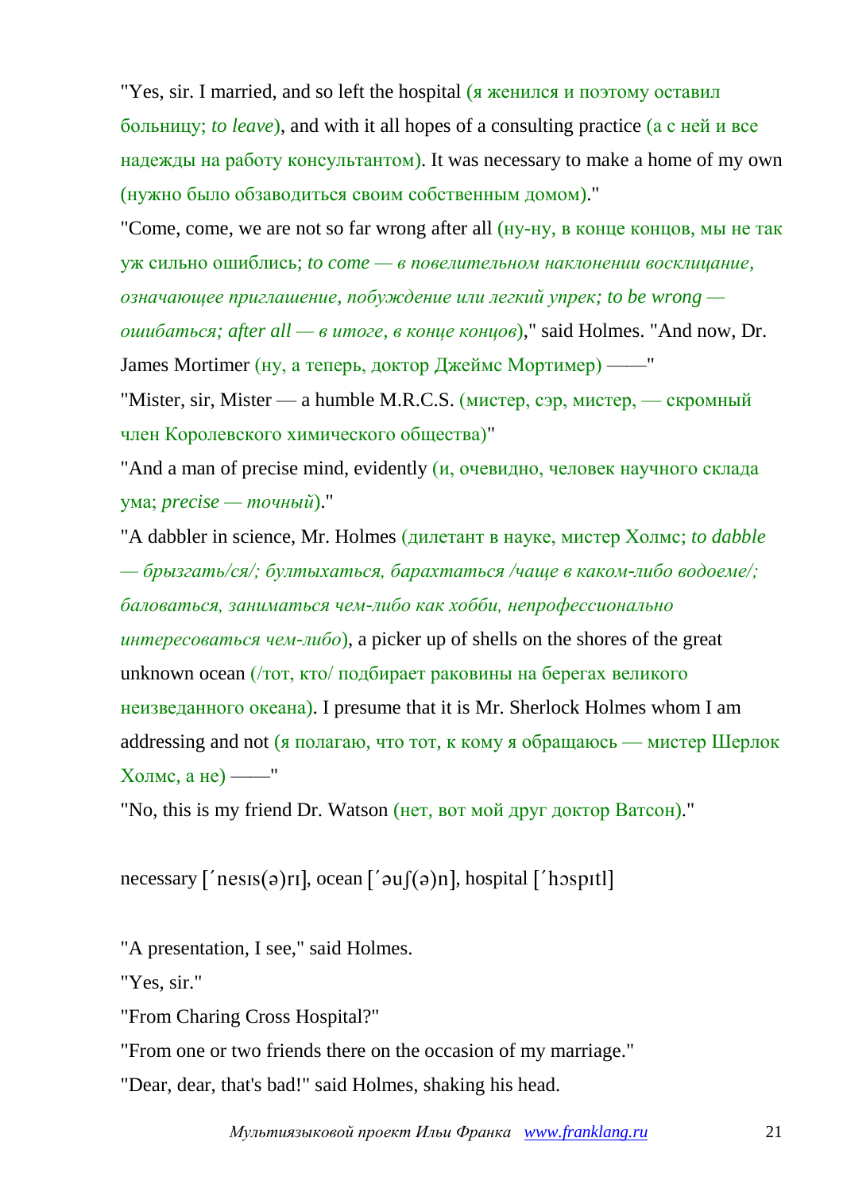"Yes, sir. I married, and so left the hospital (я женился и поэтому оставил больницу; *to leave*), and with it all hopes of a consulting practice (а с ней и все надежды на работу консультантом). It was necessary to make a home of my own (нужно было обзаводиться своим собственным домом)."

"Come, come, we are not so far wrong after all (ну-ну, в конце концов, мы не так уж сильно ошиблись; *to come — в повелительном наклонении восклицание, означающее приглашение, побуждение или легкий упрек; to be wrong — ошибаться; after all — в итоге, в конце концов*)," said Holmes. "And now, Dr. James Mortimer (ну, а теперь, доктор Джеймс Мортимер) ——"

"Mister, sir, Mister — a humble M.R.C.S. (мистер, сэр, мистер, — скромный член Королевского химического общества)"

"And a man of precise mind, evidently (и, очевидно, человек научного склада ума; *precise — точный*)."

"A dabbler in science, Mr. Holmes (дилетант в науке, мистер Холмс; *to dabble — брызгать/ся/; бултыхаться, барахтаться /чаще в каком-либо водоеме/; баловаться, заниматься чем-либо как хобби, непрофессионально интересоваться чем-либо*), a picker up of shells on the shores of the great unknown ocean (/тот, кто/ подбирает раковины на берегах великого неизведанного океана). I presume that it is Mr. Sherlock Holmes whom I am addressing and not (я полагаю, что тот, к кому я обращаюсь — мистер Шерлок Холмс, а не) ——"

"No, this is my friend Dr. Watson (нет, вот мой друг доктор Ватсон)."

necessary [ˊnesɪs(ə)rɪ], ocean [ˊəuʃ(ə)n], hospital [ˊhɔspɪtl]

"A presentation, I see," said Holmes.

"Yes, sir."

"From Charing Cross Hospital?"

"From one or two friends there on the occasion of my marriage."

"Dear, dear, that's bad!" said Holmes, shaking his head.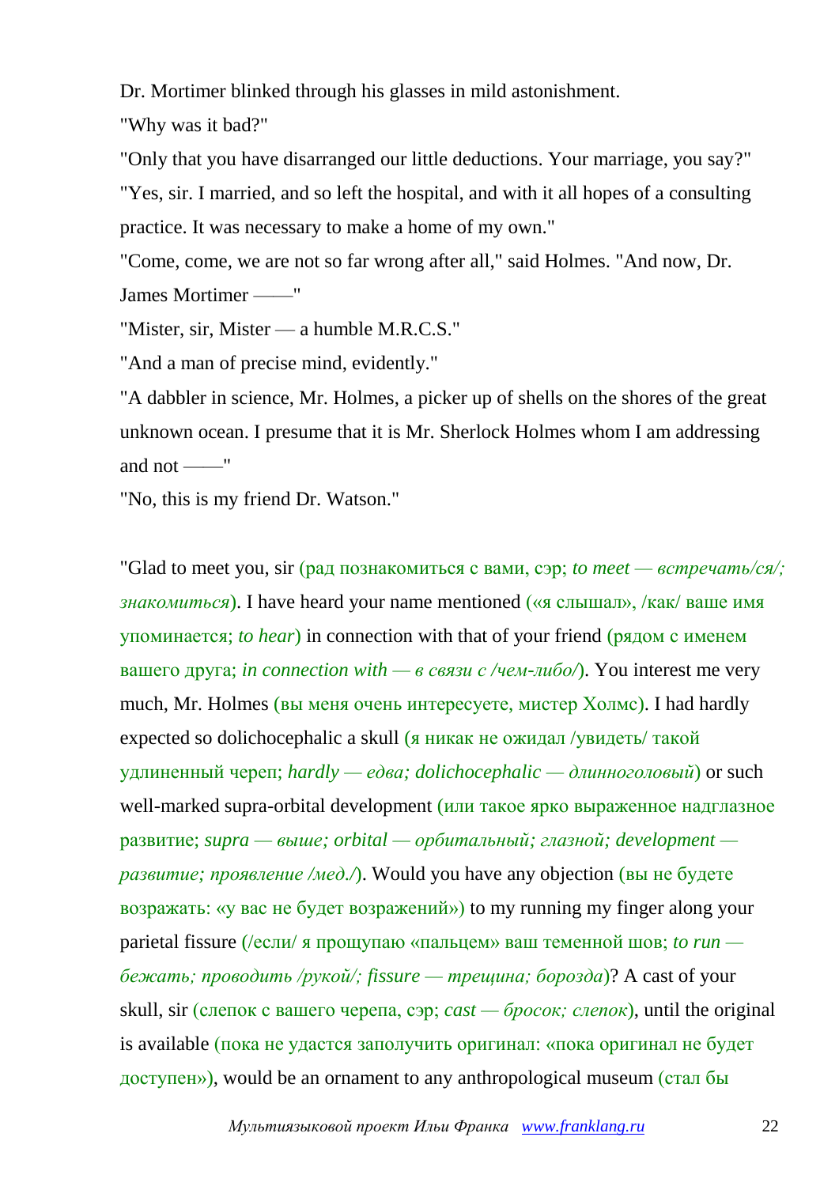Dr. Mortimer blinked through his glasses in mild astonishment.

"Why was it bad?"

"Only that you have disarranged our little deductions. Your marriage, you say?"

"Yes, sir. I married, and so left the hospital, and with it all hopes of a consulting practice. It was necessary to make a home of my own."

"Come, come, we are not so far wrong after all," said Holmes. "And now, Dr. James Mortimer ——"

"Mister, sir, Mister — a humble M.R.C.S."

"And a man of precise mind, evidently."

"A dabbler in science, Mr. Holmes, a picker up of shells on the shores of the great unknown ocean. I presume that it is Mr. Sherlock Holmes whom I am addressing and not ——"

"No, this is my friend Dr. Watson."

"Glad to meet you, sir (рад познакомиться с вами, сэр; *to meet — встречать/ся/; знакомиться*). I have heard your name mentioned («я слышал», /как/ ваше имя упоминается; *to hear*) in connection with that of your friend (рядом с именем вашего друга; *in connection with — в связи с /чем-либо/*). You interest me very much, Mr. Holmes (вы меня очень интересуете, мистер Холмс). I had hardly expected so dolichocephalic a skull (я никак не ожидал /увидеть/ такой удлиненный череп; *hardly — едва; dolichocephalic — длинноголовый*) or such well-marked supra-orbital development (или такое ярко выраженное надглазное развитие; *supra — выше; orbital — орбитальный; глазной; development — развитие; проявление /мед./*). Would you have any objection (вы не будете возражать: «у вас не будет возражений») to my running my finger along your parietal fissure (/если/ я прощупаю «пальцем» ваш теменной шов; *to run — бежать; проводить /рукой/; fissure — трещина; борозда*)? A cast of your skull, sir (слепок с вашего черепа, сэр; *cast — бросок; слепок*), until the original is available (пока не удастся заполучить оригинал: «пока оригинал не будет доступен»), would be an ornament to any anthropological museum (стал бы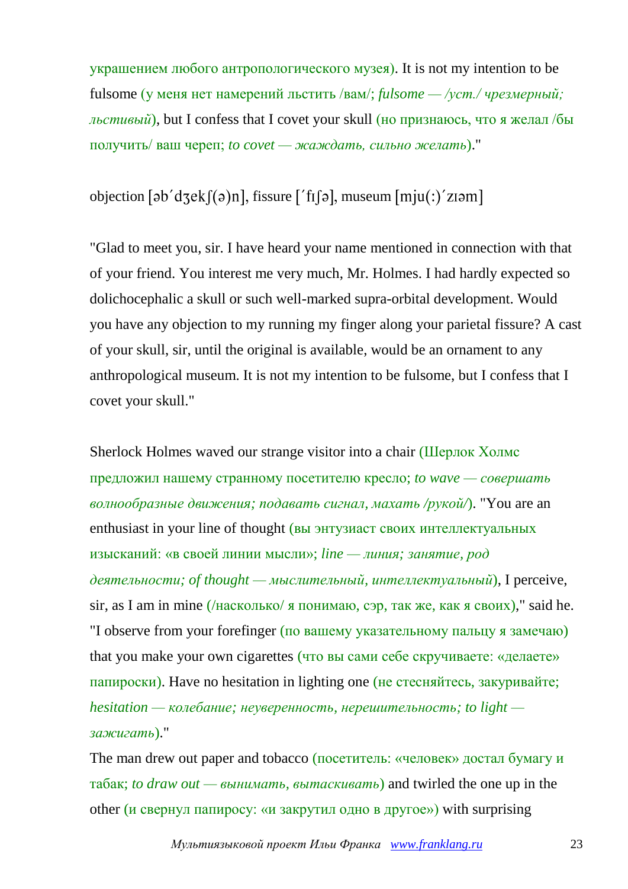украшением любого антропологического музея). It is not my intention to be fulsome (у меня нет намерений льстить /вам/; *fulsome — /уст./ чрезмерный; льстивый*), but I confess that I covet your skull (но признаюсь, что я желал /бы получить/ ваш череп; *to covet — жаждать, сильно желать*)."

objection [əb'dʒekʃ(ə)n], fissure ['fɪʃə], museum [mju(:)'zɪəm]

"Glad to meet you, sir. I have heard your name mentioned in connection with that of your friend. You interest me very much, Mr. Holmes. I had hardly expected so dolichocephalic a skull or such well-marked supra-orbital development. Would you have any objection to my running my finger along your parietal fissure? A cast of your skull, sir, until the original is available, would be an ornament to any anthropological museum. It is not my intention to be fulsome, but I confess that I covet your skull."

Sherlock Holmes waved our strange visitor into a chair (Шерлок Холмс предложил нашему странному посетителю кресло; *to wave — совершать волнообразные движения; подавать сигнал, махать /рукой/*). "You are an enthusiast in your line of thought (вы энтузиаст своих интеллектуальных изысканий: «в своей линии мысли»; *line — линия; занятие, род деятельности; of thought — мыслительный, интеллектуальный*), I perceive, sir, as I am in mine (/насколько/ я понимаю, сэр, так же, как я своих)," said he. "I observe from your forefinger (по вашему указательному пальцу я замечаю) that you make your own cigarettes (что вы сами себе скручиваете: «делаете» папироски). Have no hesitation in lighting one (не стесняйтесь, закуривайте; *hesitation — колебание; неуверенность, нерешительность; to light — зажигать*)."
The man drew out paper and tobacco (посетитель: «человек» достал бумагу и табак; *to draw out — вынимать, вытаскивать*) and twirled the one up in the other (и свернул папиросу: «и закрутил одно в другое») with surprising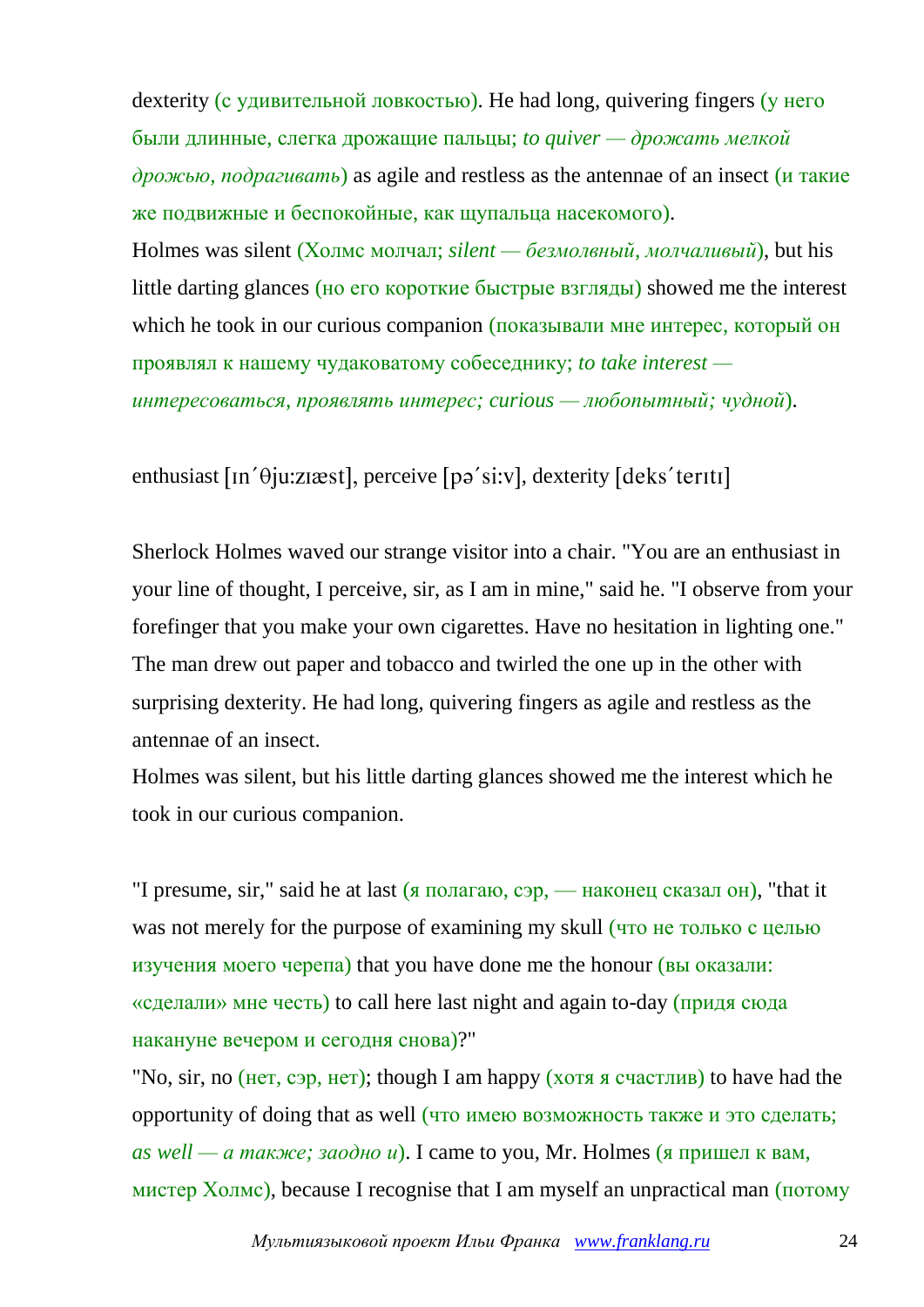dexterity (с удивительной ловкостью). He had long, quivering fingers (у него были длинные, слегка дрожащие пальцы; *to quiver — дрожать мелкой дрожью, подрагивать*) as agile and restless as the antennae of an insect (и такие же подвижные и беспокойные, как щупальца насекомого).

Holmes was silent (Холмс молчал; *silent — безмолвный, молчаливый*), but his little darting glances (но его короткие быстрые взгляды) showed me the interest which he took in our curious companion (показывали мне интерес, который он проявлял к нашему чудаковатому собеседнику; *to take interest — интересоваться, проявлять интерес; curious — любопытный; чудной*).

enthusiast [ɪn´θju:zɪæst], perceive [pə´si:v], dexterity [deks´terɪtɪ]

Sherlock Holmes waved our strange visitor into a chair. "You are an enthusiast in your line of thought, I perceive, sir, as I am in mine," said he. "I observe from your forefinger that you make your own cigarettes. Have no hesitation in lighting one." The man drew out paper and tobacco and twirled the one up in the other with surprising dexterity. He had long, quivering fingers as agile and restless as the antennae of an insect.

Holmes was silent, but his little darting glances showed me the interest which he took in our curious companion.

"I presume, sir," said he at last (я полагаю, сэр, — наконец сказал он), "that it was not merely for the purpose of examining my skull (что не только с целью изучения моего черепа) that you have done me the honour (вы оказали: «сделали» мне честь) to call here last night and again to-day (придя сюда накануне вечером и сегодня снова)?"

"No, sir, no (нет, сэр, нет); though I am happy (хотя я счастлив) to have had the opportunity of doing that as well (что имею возможность также и это сделать; *as well — а также; заодно и*). I came to you, Mr. Holmes (я пришел к вам, мистер Холмс), because I recognise that I am myself an unpractical man (потому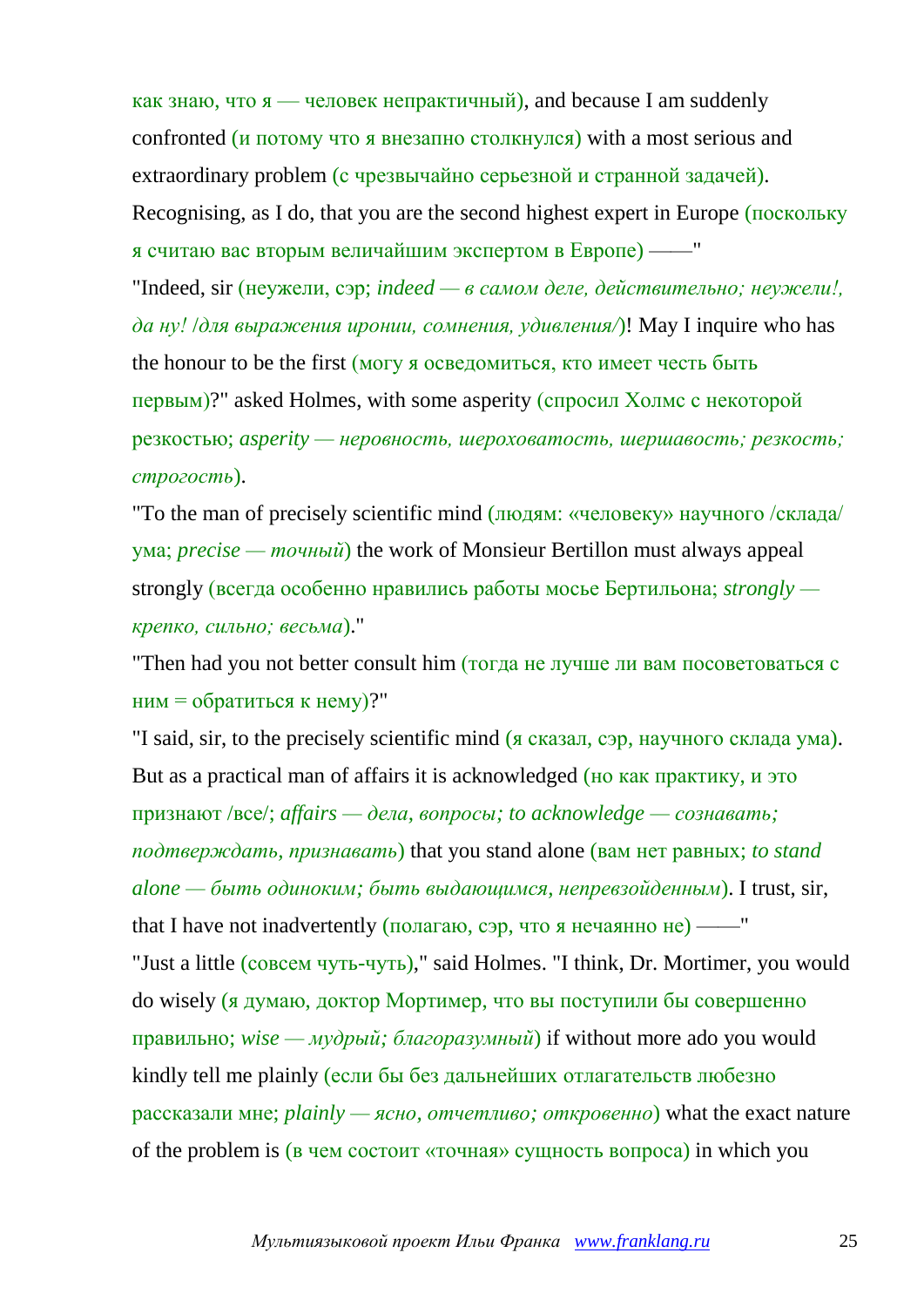как знаю, что я — человек непрактичный), and because I am suddenly confronted (и потому что я внезапно столкнулся) with a most serious and extraordinary problem (с чрезвычайно серьезной и странной задачей). Recognising, as I do, that you are the second highest expert in Europe (поскольку я считаю вас вторым величайшим экспертом в Европе) ——"

"Indeed, sir (неужели, сэр; *indeed — в самом деле, действительно; неужели!, да ну! /для выражения иронии, сомнения, удивления/*)! May I inquire who has the honour to be the first (могу я осведомиться, кто имеет честь быть первым)?" asked Holmes, with some asperity (спросил Холмс с некоторой резкостью; *asperity — неровность, шероховатость, шершавость; резкость; строгость*).

"To the man of precisely scientific mind (людям: «человеку» научного /склада/ ума; *precise — точный*) the work of Monsieur Bertillon must always appeal strongly (всегда особенно нравились работы мосье Бертильона; *strongly — крепко, сильно; весьма*)."

"Then had you not better consult him (тогда не лучше ли вам посоветоваться с ним = обратиться к нему)?"

"I said, sir, to the precisely scientific mind (я сказал, сэр, научного склада ума). But as a practical man of affairs it is acknowledged (но как практику, и это признают /все/; *affairs — дела, вопросы; to acknowledge — сознавать; подтверждать, признавать*) that you stand alone (вам нет равных; *to stand alone — быть одиноким; быть выдающимся, непревзойденным*). I trust, sir, that I have not inadvertently (полагаю, сэр, что я нечаянно не) ——"

"Just a little (совсем чуть-чуть)," said Holmes. "I think, Dr. Mortimer, you would do wisely (я думаю, доктор Мортимер, что вы поступили бы совершенно правильно; *wise — мудрый; благоразумный*) if without more ado you would kindly tell me plainly (если бы без дальнейших отлагательств любезно рассказали мне; *plainly — ясно, отчетливо; откровенно*) what the exact nature of the problem is (в чем состоит «точная» сущность вопроса) in which you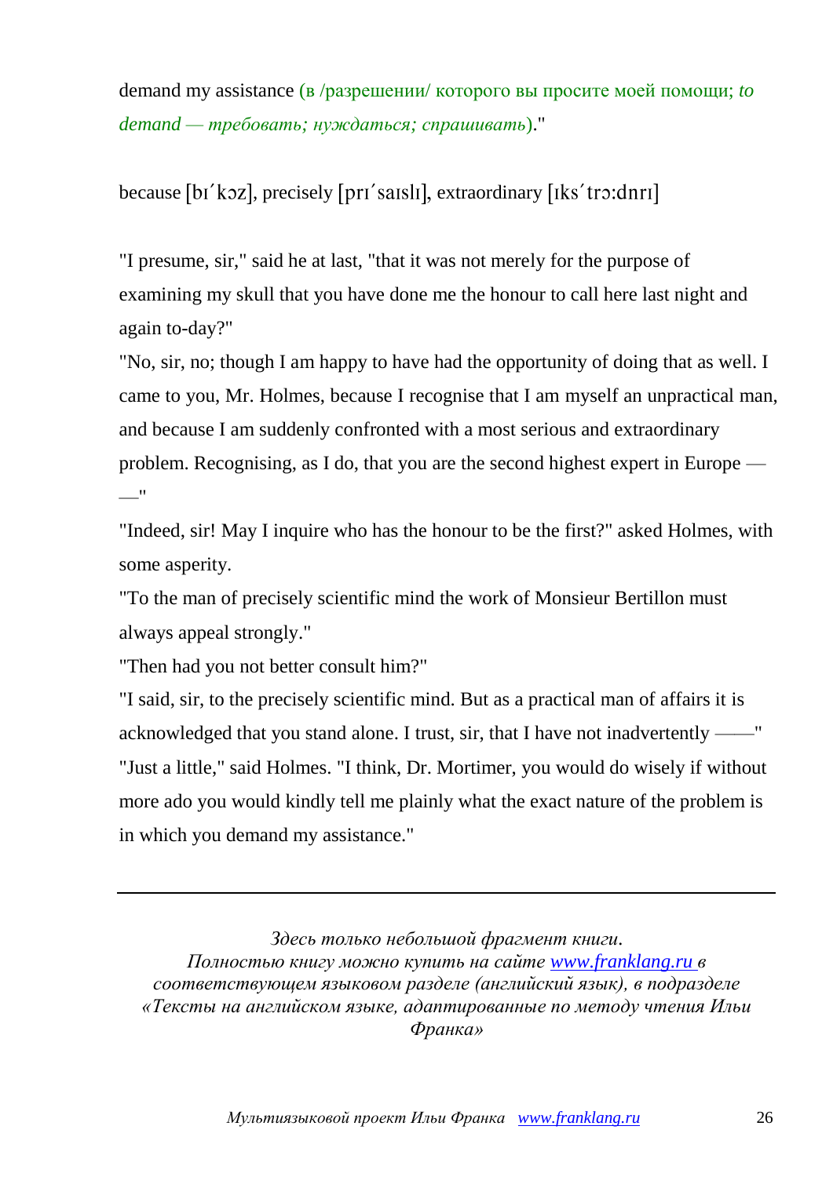demand my assistance (в /разрешении/ которого вы просите моей помощи; *to demand — требовать; нуждаться; спрашивать*)."

because [bɪˊkɔz], precisely [prɪˊsaɪslɪ], extraordinary [ɪksˊtrɔ:dnrɪ]

"I presume, sir," said he at last, "that it was not merely for the purpose of examining my skull that you have done me the honour to call here last night and again to-day?"

"No, sir, no; though I am happy to have had the opportunity of doing that as well. I came to you, Mr. Holmes, because I recognise that I am myself an unpractical man, and because I am suddenly confronted with a most serious and extraordinary problem. Recognising, as I do, that you are the second highest expert in Europe —— "

"Indeed, sir! May I inquire who has the honour to be the first?" asked Holmes, with some asperity.

"To the man of precisely scientific mind the work of Monsieur Bertillon must always appeal strongly."

"Then had you not better consult him?"

"I said, sir, to the precisely scientific mind. But as a practical man of affairs it is acknowledged that you stand alone. I trust, sir, that I have not inadvertently ——"

"Just a little," said Holmes. "I think, Dr. Mortimer, you would do wisely if without more ado you would kindly tell me plainly what the exact nature of the problem is in which you demand my assistance."

---

*Здесь только небольшой фрагмент книги.*
*Полностью книгу можно купить на сайте [www.franklang.ru](http://www.franklang.ru) в соответствующем языковом разделе (английский язык), в подразделе «Тексты на английском языке, адаптированные по методу чтения Ильи Франка»*